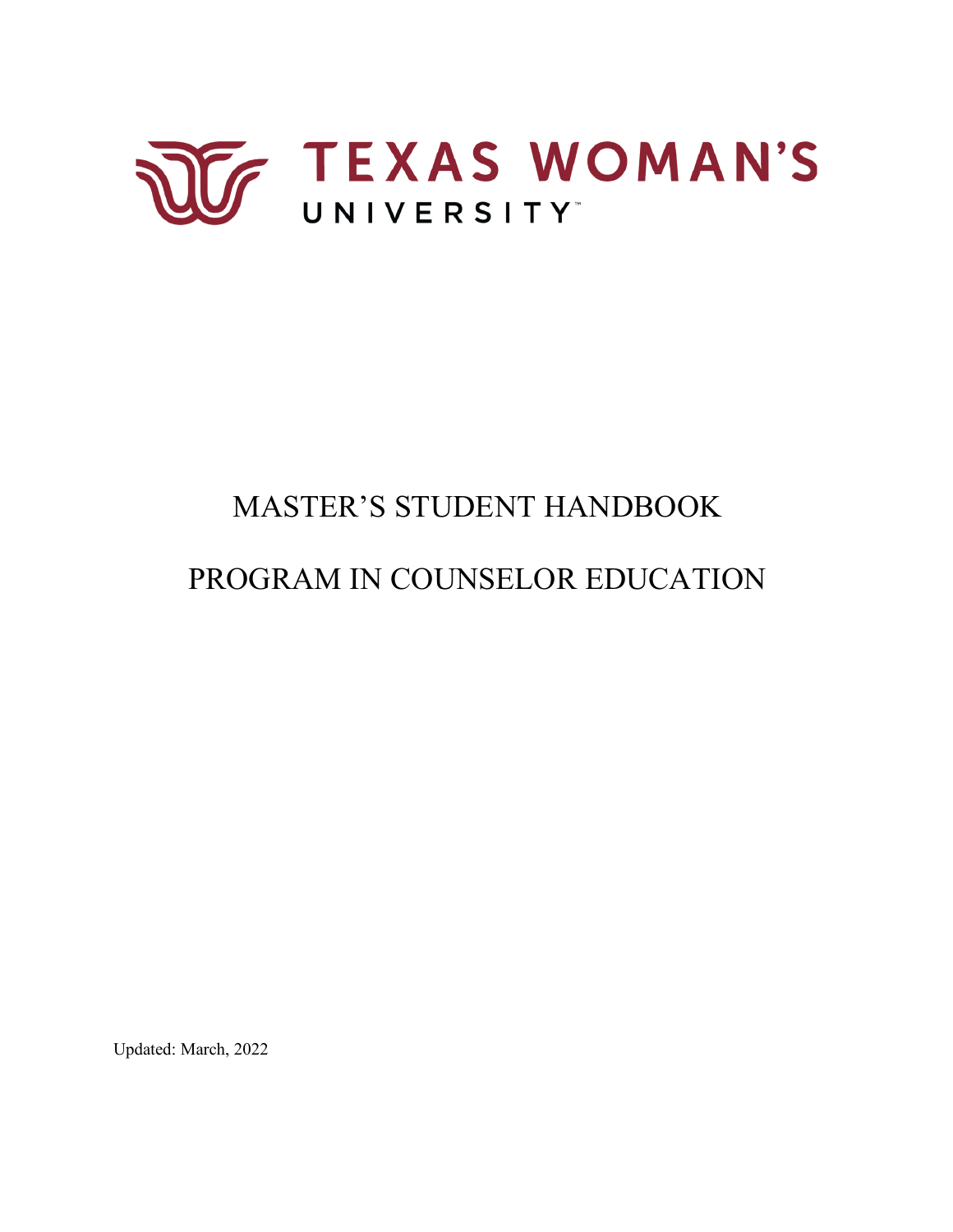TEXAS WOMAN'S UNIVERSITY

# MASTER'S STUDENT HANDBOOK

# PROGRAM IN COUNSELOR EDUCATION

Updated: March, 2022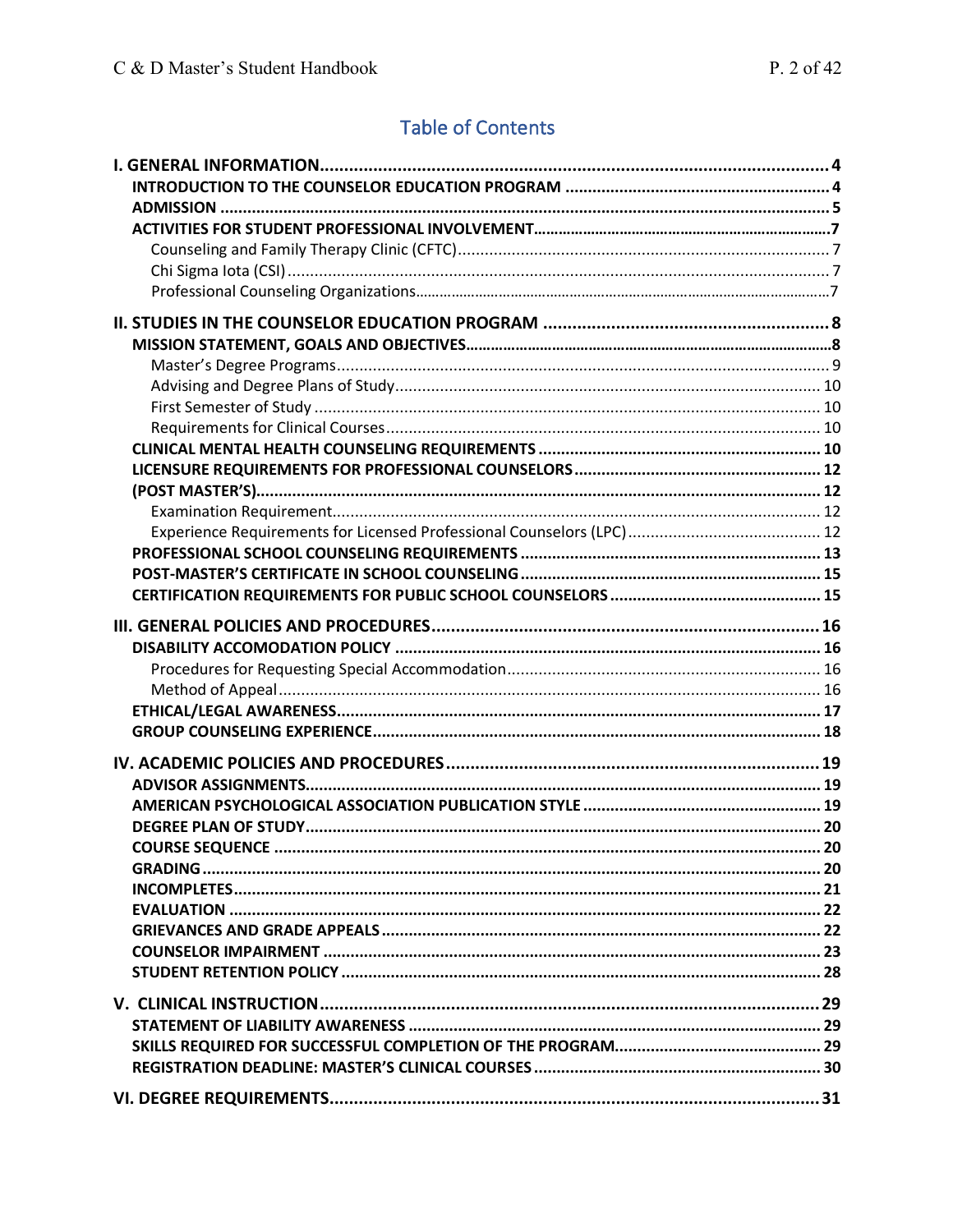## Table of Contents

**I. GENERAL INFORMATION** ........................................ 4
- **INTRODUCTION TO THE COUNSELOR EDUCATION PROGRAM** ........................................ 4
- **ADMISSION** ........................................ 5
- **ACTIVITIES FOR STUDENT PROFESSIONAL INVOLVEMENT** ........................................ 7
  - Counseling and Family Therapy Clinic (CFTC) ........................................ 7
  - Chi Sigma Iota (CSI) ........................................ 7
  - Professional Counseling Organizations ........................................ 7

**II. STUDIES IN THE COUNSELOR EDUCATION PROGRAM** ........................................ 8
- **MISSION STATEMENT, GOALS AND OBJECTIVES** ........................................ 8
  - Master's Degree Programs ........................................ 9
  - Advising and Degree Plans of Study ........................................ 10
  - First Semester of Study ........................................ 10
  - Requirements for Clinical Courses ........................................ 10
- **CLINICAL MENTAL HEALTH COUNSELING REQUIREMENTS** ........................................ 10
- **LICENSURE REQUIREMENTS FOR PROFESSIONAL COUNSELORS** ........................................ 12
- **(POST MASTER'S)** ........................................ 12
  - Examination Requirement ........................................ 12
  - Experience Requirements for Licensed Professional Counselors (LPC) ........................................ 12
- **PROFESSIONAL SCHOOL COUNSELING REQUIREMENTS** ........................................ 13
- **POST-MASTER'S CERTIFICATE IN SCHOOL COUNSELING** ........................................ 15
- **CERTIFICATION REQUIREMENTS FOR PUBLIC SCHOOL COUNSELORS** ........................................ 15

**III. GENERAL POLICIES AND PROCEDURES** ........................................ 16
- **DISABILITY ACCOMODATION POLICY** ........................................ 16
  - Procedures for Requesting Special Accommodation ........................................ 16
  - Method of Appeal ........................................ 16
- **ETHICAL/LEGAL AWARENESS** ........................................ 17
- **GROUP COUNSELING EXPERIENCE** ........................................ 18

**IV. ACADEMIC POLICIES AND PROCEDURES** ........................................ 19
- **ADVISOR ASSIGNMENTS** ........................................ 19
- **AMERICAN PSYCHOLOGICAL ASSOCIATION PUBLICATION STYLE** ........................................ 19
- **DEGREE PLAN OF STUDY** ........................................ 20
- **COURSE SEQUENCE** ........................................ 20
- **GRADING** ........................................ 20
- **INCOMPLETES** ........................................ 21
- **EVALUATION** ........................................ 22
- **GRIEVANCES AND GRADE APPEALS** ........................................ 22
- **COUNSELOR IMPAIRMENT** ........................................ 23
- **STUDENT RETENTION POLICY** ........................................ 28

**V. CLINICAL INSTRUCTION** ........................................ 29
- **STATEMENT OF LIABILITY AWARENESS** ........................................ 29
- **SKILLS REQUIRED FOR SUCCESSFUL COMPLETION OF THE PROGRAM** ........................................ 29
- **REGISTRATION DEADLINE: MASTER'S CLINICAL COURSES** ........................................ 30

**VI. DEGREE REQUIREMENTS** ........................................ 31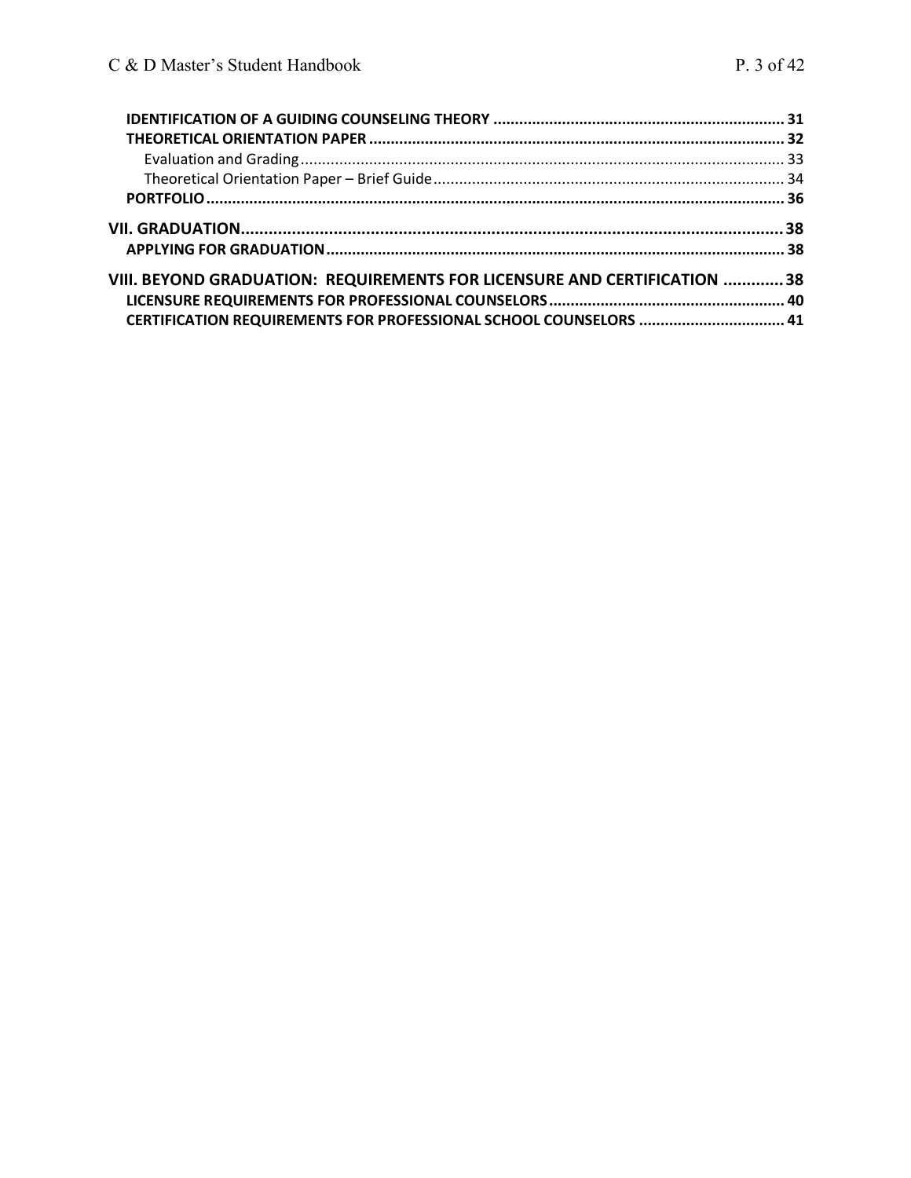- **IDENTIFICATION OF A GUIDING COUNSELING THEORY** ........ 31
- **THEORETICAL ORIENTATION PAPER** ........ 32
  - Evaluation and Grading ........ 33
  - Theoretical Orientation Paper – Brief Guide ........ 34
- **PORTFOLIO** ........ 36

**VII. GRADUATION** ........ 38

- **APPLYING FOR GRADUATION** ........ 38

**VIII. BEYOND GRADUATION: REQUIREMENTS FOR LICENSURE AND CERTIFICATION** ........ 38

- **LICENSURE REQUIREMENTS FOR PROFESSIONAL COUNSELORS** ........ 40
- **CERTIFICATION REQUIREMENTS FOR PROFESSIONAL SCHOOL COUNSELORS** ........ 41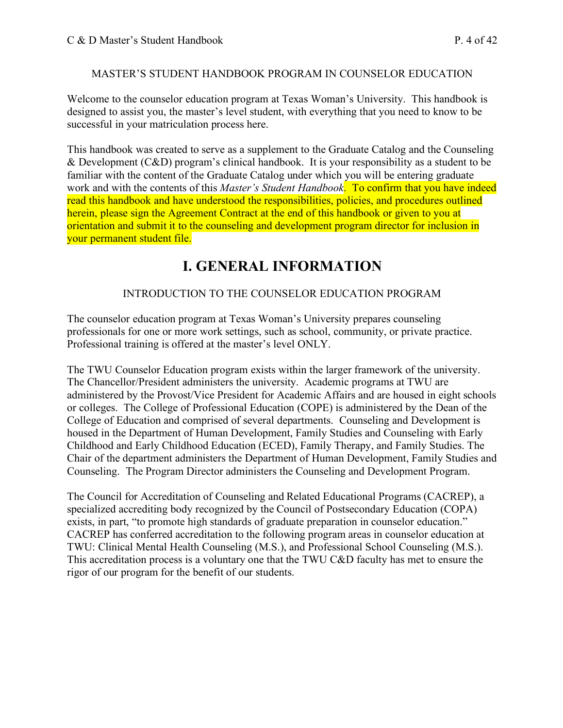MASTER'S STUDENT HANDBOOK PROGRAM IN COUNSELOR EDUCATION

Welcome to the counselor education program at Texas Woman's University. This handbook is designed to assist you, the master's level student, with everything that you need to know to be successful in your matriculation process here.

This handbook was created to serve as a supplement to the Graduate Catalog and the Counseling & Development (C&D) program's clinical handbook. It is your responsibility as a student to be familiar with the content of the Graduate Catalog under which you will be entering graduate work and with the contents of this *Master's Student Handbook*. To confirm that you have indeed read this handbook and have understood the responsibilities, policies, and procedures outlined herein, please sign the Agreement Contract at the end of this handbook or given to you at orientation and submit it to the counseling and development program director for inclusion in your permanent student file.

# I. GENERAL INFORMATION

## INTRODUCTION TO THE COUNSELOR EDUCATION PROGRAM

The counselor education program at Texas Woman's University prepares counseling professionals for one or more work settings, such as school, community, or private practice. Professional training is offered at the master's level ONLY.

The TWU Counselor Education program exists within the larger framework of the university. The Chancellor/President administers the university. Academic programs at TWU are administered by the Provost/Vice President for Academic Affairs and are housed in eight schools or colleges. The College of Professional Education (COPE) is administered by the Dean of the College of Education and comprised of several departments. Counseling and Development is housed in the Department of Human Development, Family Studies and Counseling with Early Childhood and Early Childhood Education (ECED), Family Therapy, and Family Studies. The Chair of the department administers the Department of Human Development, Family Studies and Counseling. The Program Director administers the Counseling and Development Program.

The Council for Accreditation of Counseling and Related Educational Programs (CACREP), a specialized accrediting body recognized by the Council of Postsecondary Education (COPA) exists, in part, "to promote high standards of graduate preparation in counselor education." CACREP has conferred accreditation to the following program areas in counselor education at TWU: Clinical Mental Health Counseling (M.S.), and Professional School Counseling (M.S.). This accreditation process is a voluntary one that the TWU C&D faculty has met to ensure the rigor of our program for the benefit of our students.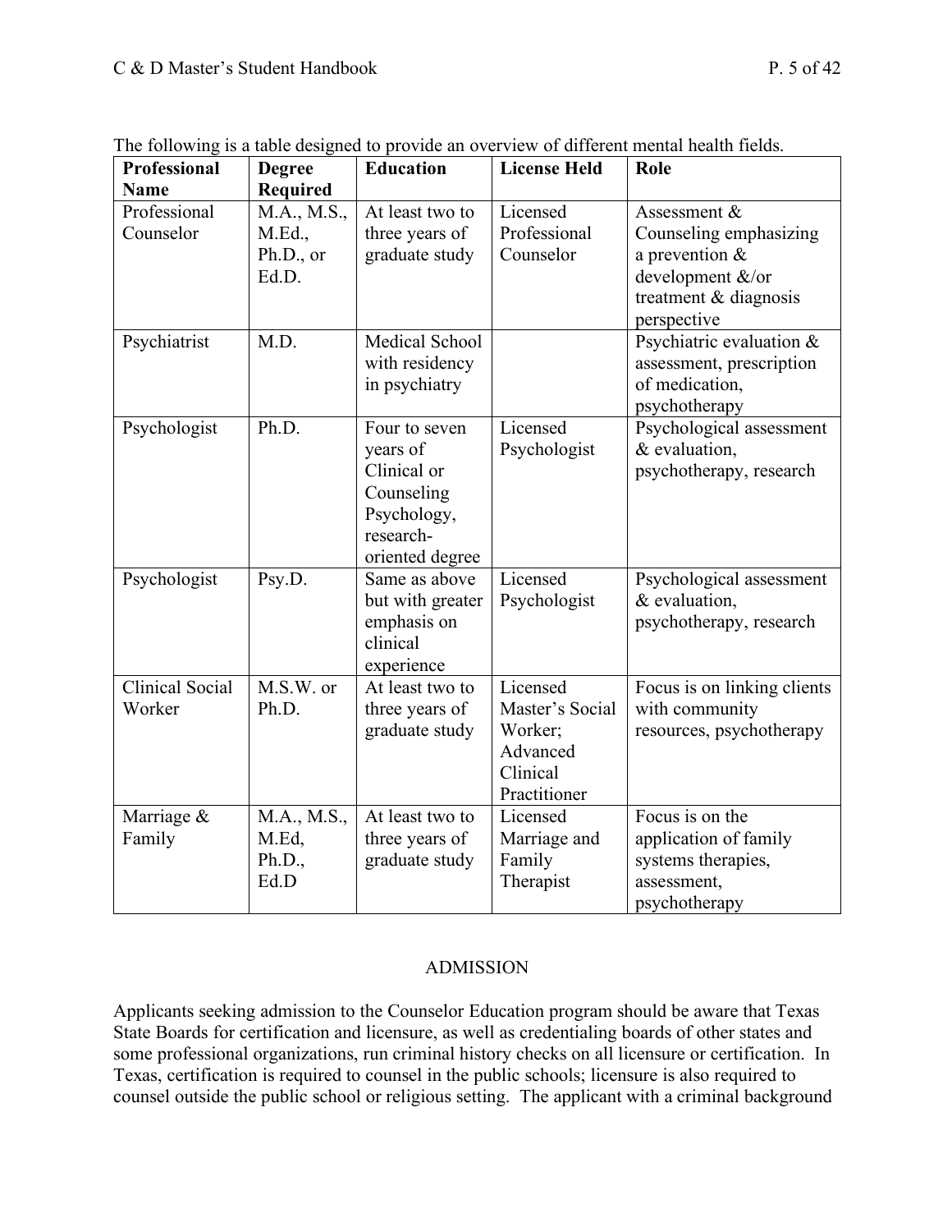The following is a table designed to provide an overview of different mental health fields.

| Professional Name | Degree Required | Education | License Held | Role |
|---|---|---|---|---|
| Professional Counselor | M.A., M.S., M.Ed., Ph.D., or Ed.D. | At least two to three years of graduate study | Licensed Professional Counselor | Assessment & Counseling emphasizing a prevention & development &/or treatment & diagnosis perspective |
| Psychiatrist | M.D. | Medical School with residency in psychiatry | | Psychiatric evaluation & assessment, prescription of medication, psychotherapy |
| Psychologist | Ph.D. | Four to seven years of Clinical or Counseling Psychology, research-oriented degree | Licensed Psychologist | Psychological assessment & evaluation, psychotherapy, research |
| Psychologist | Psy.D. | Same as above but with greater emphasis on clinical experience | Licensed Psychologist | Psychological assessment & evaluation, psychotherapy, research |
| Clinical Social Worker | M.S.W. or Ph.D. | At least two to three years of graduate study | Licensed Master's Social Worker; Advanced Clinical Practitioner | Focus is on linking clients with community resources, psychotherapy |
| Marriage & Family | M.A., M.S., M.Ed, Ph.D., Ed.D | At least two to three years of graduate study | Licensed Marriage and Family Therapist | Focus is on the application of family systems therapies, assessment, psychotherapy |

## ADMISSION

Applicants seeking admission to the Counselor Education program should be aware that Texas State Boards for certification and licensure, as well as credentialing boards of other states and some professional organizations, run criminal history checks on all licensure or certification. In Texas, certification is required to counsel in the public schools; licensure is also required to counsel outside the public school or religious setting. The applicant with a criminal background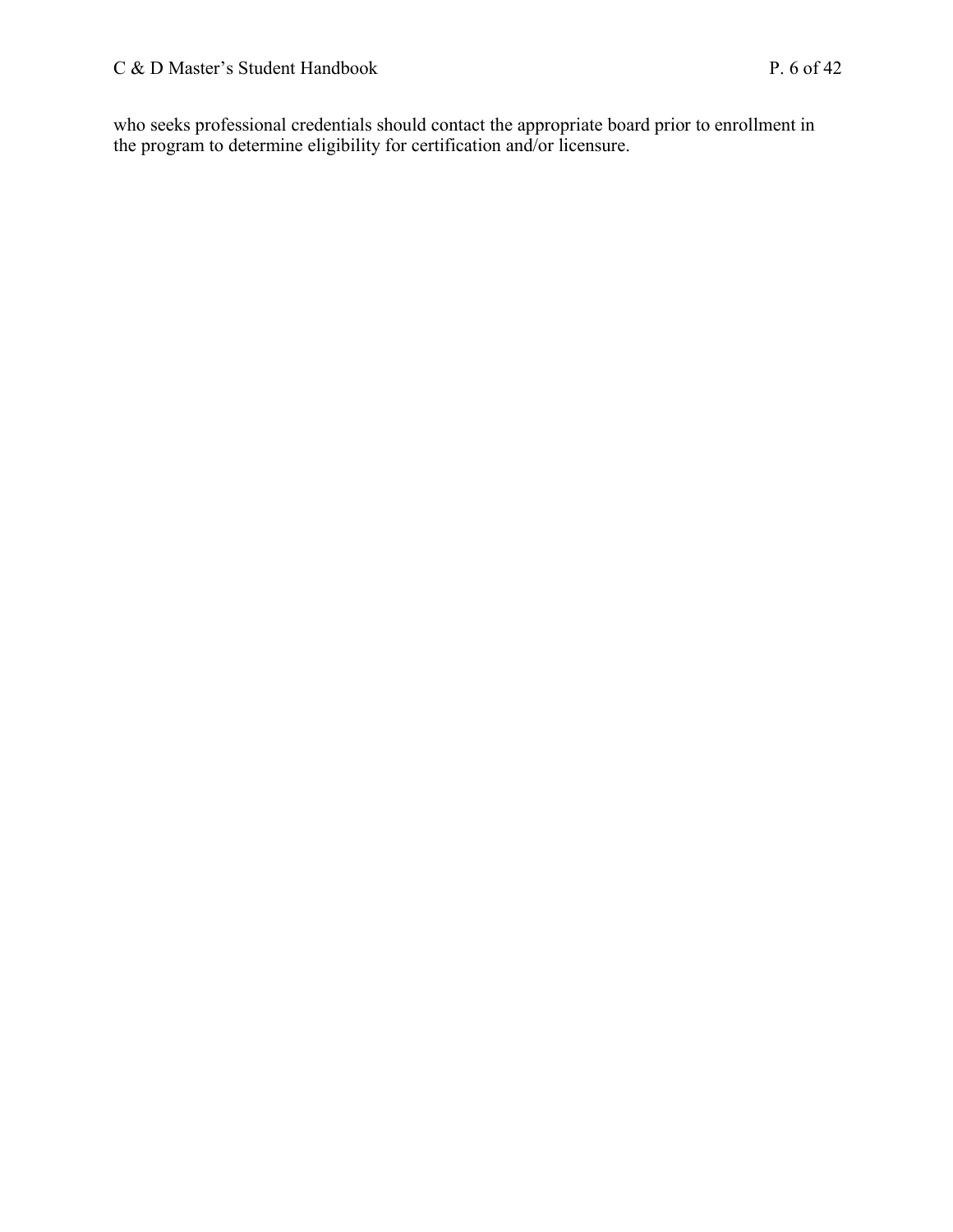who seeks professional credentials should contact the appropriate board prior to enrollment in the program to determine eligibility for certification and/or licensure.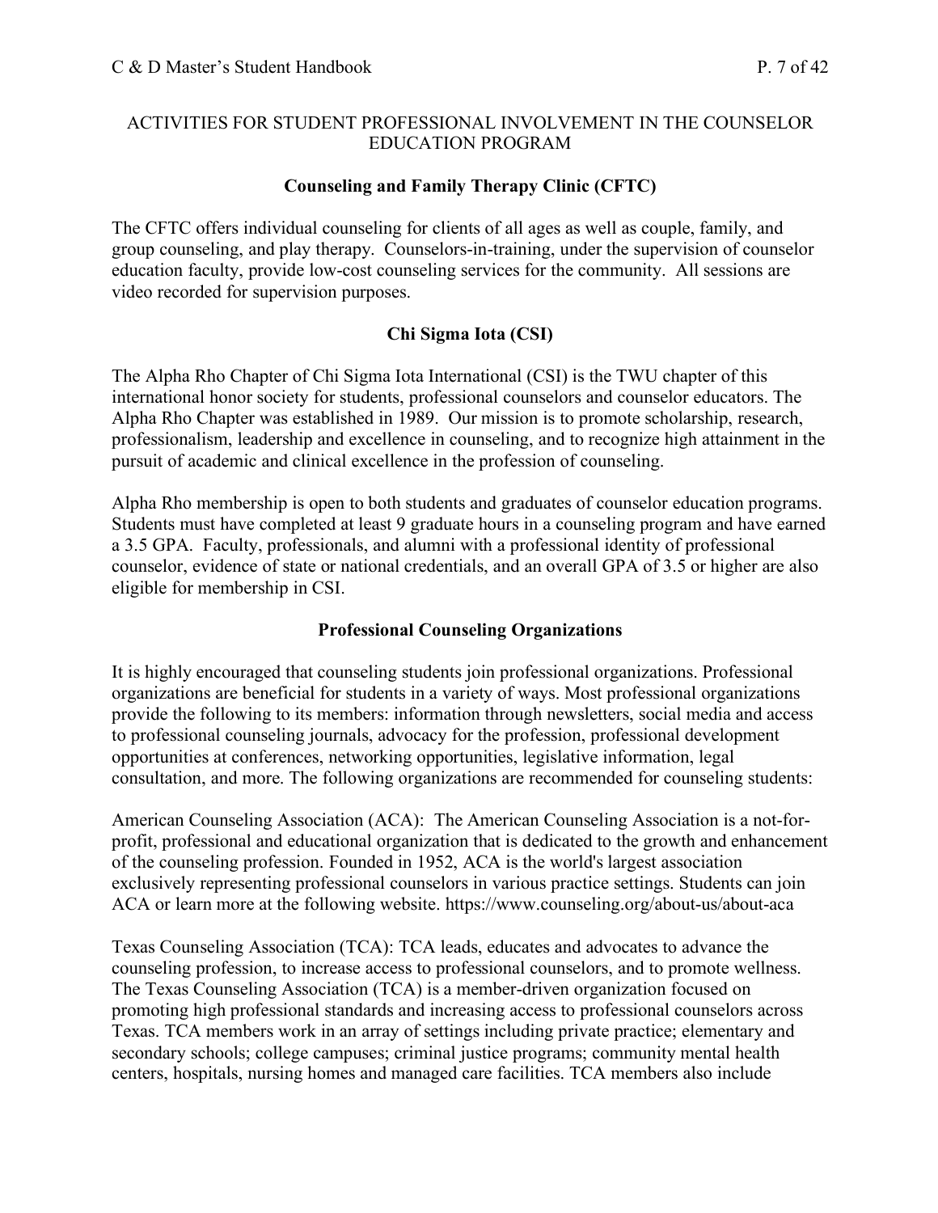## ACTIVITIES FOR STUDENT PROFESSIONAL INVOLVEMENT IN THE COUNSELOR EDUCATION PROGRAM

### Counseling and Family Therapy Clinic (CFTC)

The CFTC offers individual counseling for clients of all ages as well as couple, family, and group counseling, and play therapy. Counselors-in-training, under the supervision of counselor education faculty, provide low-cost counseling services for the community. All sessions are video recorded for supervision purposes.

### Chi Sigma Iota (CSI)

The Alpha Rho Chapter of Chi Sigma Iota International (CSI) is the TWU chapter of this international honor society for students, professional counselors and counselor educators. The Alpha Rho Chapter was established in 1989. Our mission is to promote scholarship, research, professionalism, leadership and excellence in counseling, and to recognize high attainment in the pursuit of academic and clinical excellence in the profession of counseling.

Alpha Rho membership is open to both students and graduates of counselor education programs. Students must have completed at least 9 graduate hours in a counseling program and have earned a 3.5 GPA. Faculty, professionals, and alumni with a professional identity of professional counselor, evidence of state or national credentials, and an overall GPA of 3.5 or higher are also eligible for membership in CSI.

### Professional Counseling Organizations

It is highly encouraged that counseling students join professional organizations. Professional organizations are beneficial for students in a variety of ways. Most professional organizations provide the following to its members: information through newsletters, social media and access to professional counseling journals, advocacy for the profession, professional development opportunities at conferences, networking opportunities, legislative information, legal consultation, and more. The following organizations are recommended for counseling students:

American Counseling Association (ACA): The American Counseling Association is a not-for-profit, professional and educational organization that is dedicated to the growth and enhancement of the counseling profession. Founded in 1952, ACA is the world's largest association exclusively representing professional counselors in various practice settings. Students can join ACA or learn more at the following website. https://www.counseling.org/about-us/about-aca

Texas Counseling Association (TCA): TCA leads, educates and advocates to advance the counseling profession, to increase access to professional counselors, and to promote wellness. The Texas Counseling Association (TCA) is a member-driven organization focused on promoting high professional standards and increasing access to professional counselors across Texas. TCA members work in an array of settings including private practice; elementary and secondary schools; college campuses; criminal justice programs; community mental health centers, hospitals, nursing homes and managed care facilities. TCA members also include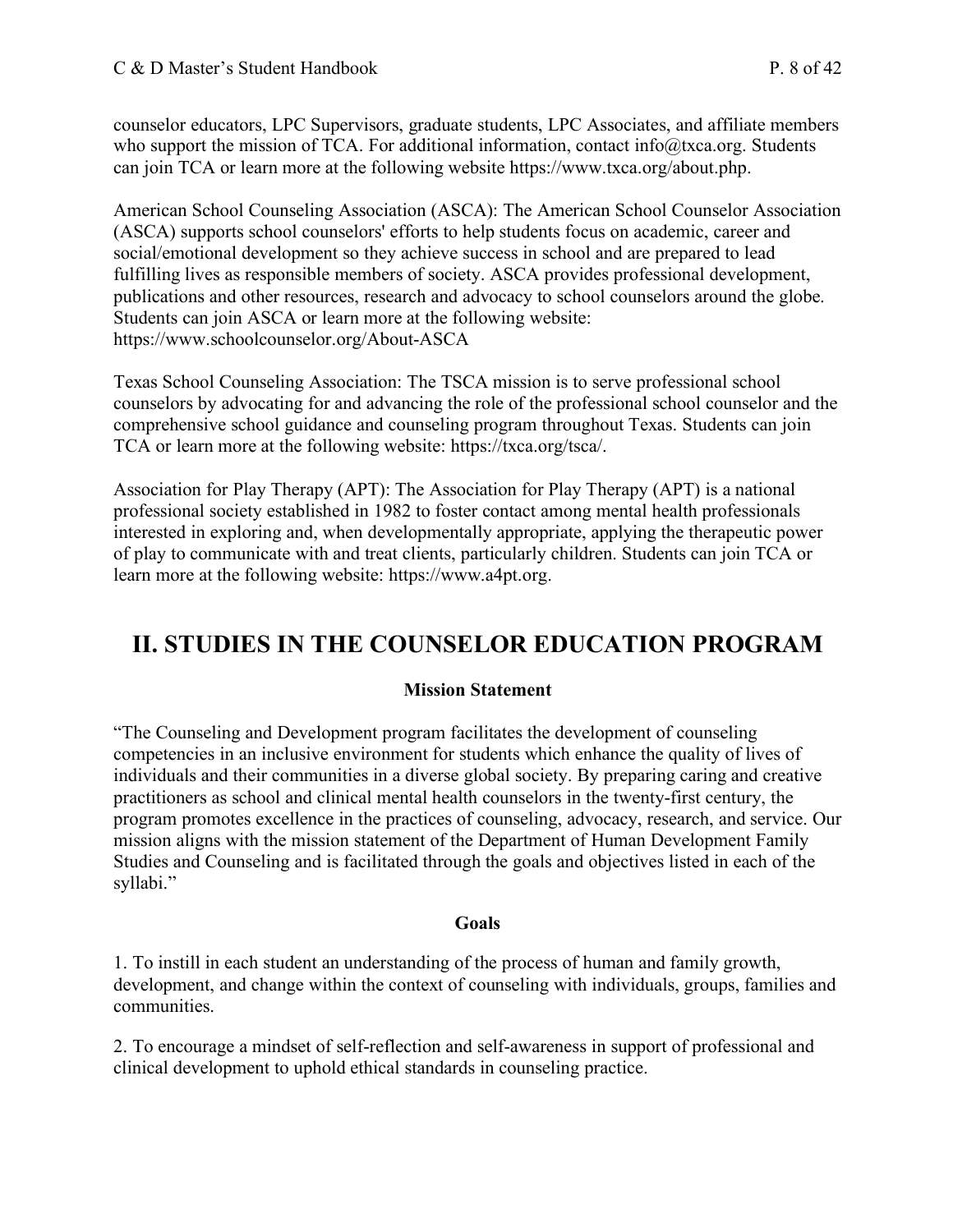counselor educators, LPC Supervisors, graduate students, LPC Associates, and affiliate members who support the mission of TCA. For additional information, contact info@txca.org. Students can join TCA or learn more at the following website https://www.txca.org/about.php.

American School Counseling Association (ASCA): The American School Counselor Association (ASCA) supports school counselors' efforts to help students focus on academic, career and social/emotional development so they achieve success in school and are prepared to lead fulfilling lives as responsible members of society. ASCA provides professional development, publications and other resources, research and advocacy to school counselors around the globe. Students can join ASCA or learn more at the following website: https://www.schoolcounselor.org/About-ASCA

Texas School Counseling Association: The TSCA mission is to serve professional school counselors by advocating for and advancing the role of the professional school counselor and the comprehensive school guidance and counseling program throughout Texas. Students can join TCA or learn more at the following website: https://txca.org/tsca/.

Association for Play Therapy (APT): The Association for Play Therapy (APT) is a national professional society established in 1982 to foster contact among mental health professionals interested in exploring and, when developmentally appropriate, applying the therapeutic power of play to communicate with and treat clients, particularly children. Students can join TCA or learn more at the following website: https://www.a4pt.org.

# II. STUDIES IN THE COUNSELOR EDUCATION PROGRAM

**Mission Statement**

"The Counseling and Development program facilitates the development of counseling competencies in an inclusive environment for students which enhance the quality of lives of individuals and their communities in a diverse global society. By preparing caring and creative practitioners as school and clinical mental health counselors in the twenty-first century, the program promotes excellence in the practices of counseling, advocacy, research, and service. Our mission aligns with the mission statement of the Department of Human Development Family Studies and Counseling and is facilitated through the goals and objectives listed in each of the syllabi."

**Goals**

1. To instill in each student an understanding of the process of human and family growth, development, and change within the context of counseling with individuals, groups, families and communities.

2. To encourage a mindset of self-reflection and self-awareness in support of professional and clinical development to uphold ethical standards in counseling practice.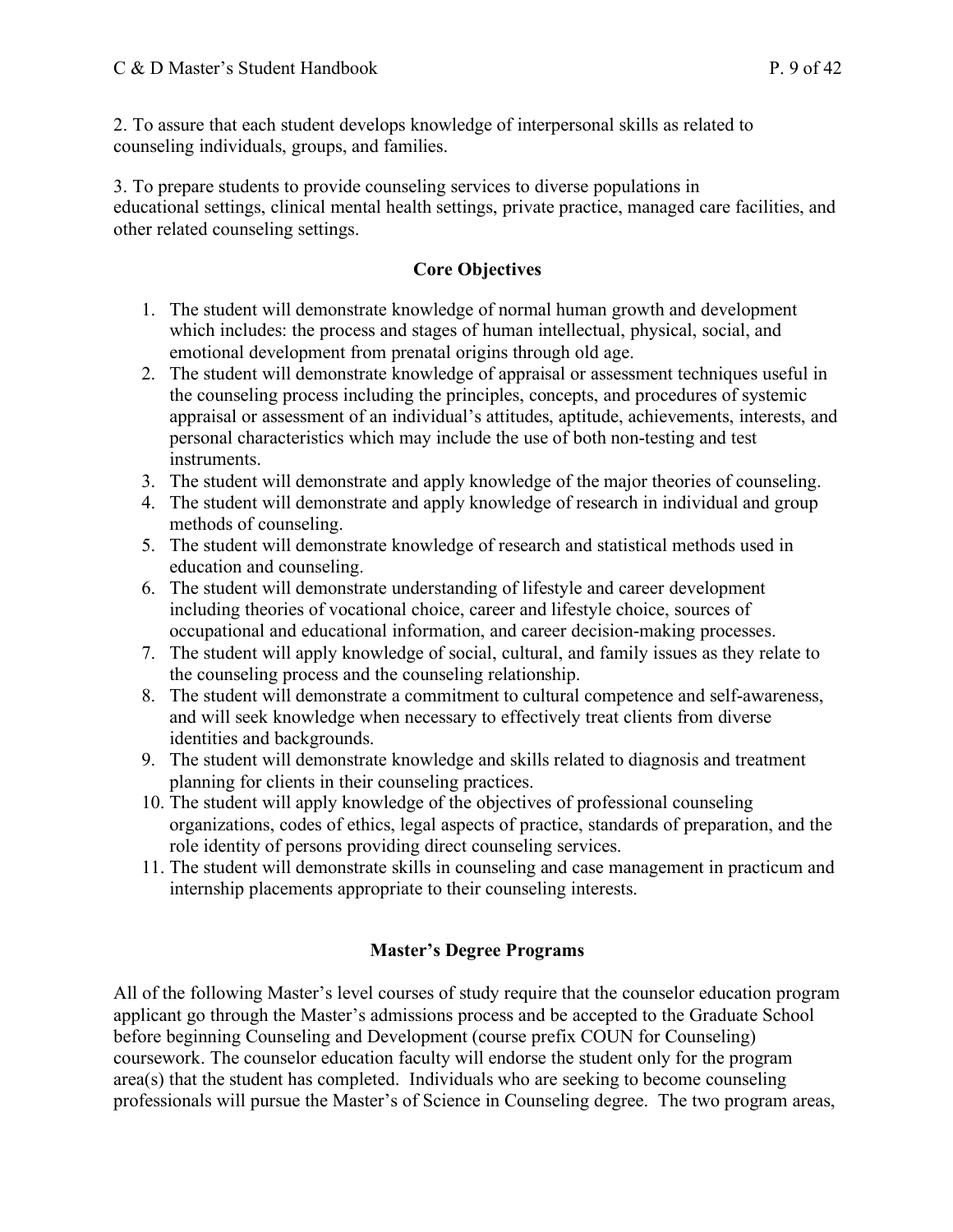2. To assure that each student develops knowledge of interpersonal skills as related to counseling individuals, groups, and families.

3. To prepare students to provide counseling services to diverse populations in educational settings, clinical mental health settings, private practice, managed care facilities, and other related counseling settings.

## Core Objectives

1. The student will demonstrate knowledge of normal human growth and development which includes: the process and stages of human intellectual, physical, social, and emotional development from prenatal origins through old age.
2. The student will demonstrate knowledge of appraisal or assessment techniques useful in the counseling process including the principles, concepts, and procedures of systemic appraisal or assessment of an individual's attitudes, aptitude, achievements, interests, and personal characteristics which may include the use of both non-testing and test instruments.
3. The student will demonstrate and apply knowledge of the major theories of counseling.
4. The student will demonstrate and apply knowledge of research in individual and group methods of counseling.
5. The student will demonstrate knowledge of research and statistical methods used in education and counseling.
6. The student will demonstrate understanding of lifestyle and career development including theories of vocational choice, career and lifestyle choice, sources of occupational and educational information, and career decision-making processes.
7. The student will apply knowledge of social, cultural, and family issues as they relate to the counseling process and the counseling relationship.
8. The student will demonstrate a commitment to cultural competence and self-awareness, and will seek knowledge when necessary to effectively treat clients from diverse identities and backgrounds.
9. The student will demonstrate knowledge and skills related to diagnosis and treatment planning for clients in their counseling practices.
10. The student will apply knowledge of the objectives of professional counseling organizations, codes of ethics, legal aspects of practice, standards of preparation, and the role identity of persons providing direct counseling services.
11. The student will demonstrate skills in counseling and case management in practicum and internship placements appropriate to their counseling interests.

## Master's Degree Programs

All of the following Master's level courses of study require that the counselor education program applicant go through the Master's admissions process and be accepted to the Graduate School before beginning Counseling and Development (course prefix COUN for Counseling) coursework. The counselor education faculty will endorse the student only for the program area(s) that the student has completed. Individuals who are seeking to become counseling professionals will pursue the Master's of Science in Counseling degree. The two program areas,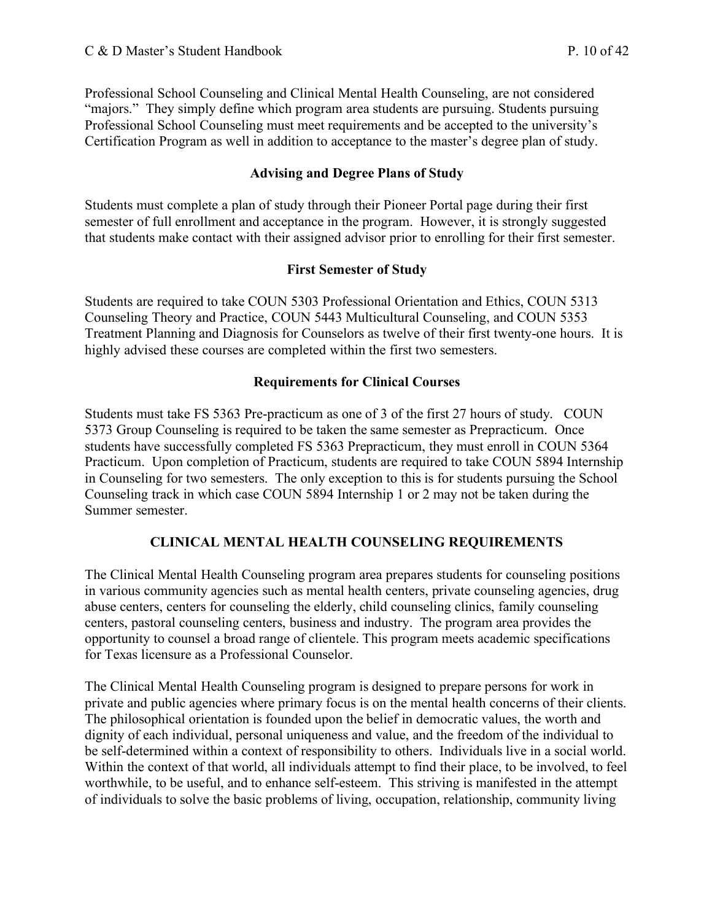Professional School Counseling and Clinical Mental Health Counseling, are not considered "majors." They simply define which program area students are pursuing. Students pursuing Professional School Counseling must meet requirements and be accepted to the university's Certification Program as well in addition to acceptance to the master's degree plan of study.

### Advising and Degree Plans of Study

Students must complete a plan of study through their Pioneer Portal page during their first semester of full enrollment and acceptance in the program. However, it is strongly suggested that students make contact with their assigned advisor prior to enrolling for their first semester.

### First Semester of Study

Students are required to take COUN 5303 Professional Orientation and Ethics, COUN 5313 Counseling Theory and Practice, COUN 5443 Multicultural Counseling, and COUN 5353 Treatment Planning and Diagnosis for Counselors as twelve of their first twenty-one hours. It is highly advised these courses are completed within the first two semesters.

### Requirements for Clinical Courses

Students must take FS 5363 Pre-practicum as one of 3 of the first 27 hours of study. COUN 5373 Group Counseling is required to be taken the same semester as Prepracticum. Once students have successfully completed FS 5363 Prepracticum, they must enroll in COUN 5364 Practicum. Upon completion of Practicum, students are required to take COUN 5894 Internship in Counseling for two semesters. The only exception to this is for students pursuing the School Counseling track in which case COUN 5894 Internship 1 or 2 may not be taken during the Summer semester.

## CLINICAL MENTAL HEALTH COUNSELING REQUIREMENTS

The Clinical Mental Health Counseling program area prepares students for counseling positions in various community agencies such as mental health centers, private counseling agencies, drug abuse centers, centers for counseling the elderly, child counseling clinics, family counseling centers, pastoral counseling centers, business and industry. The program area provides the opportunity to counsel a broad range of clientele. This program meets academic specifications for Texas licensure as a Professional Counselor.

The Clinical Mental Health Counseling program is designed to prepare persons for work in private and public agencies where primary focus is on the mental health concerns of their clients. The philosophical orientation is founded upon the belief in democratic values, the worth and dignity of each individual, personal uniqueness and value, and the freedom of the individual to be self-determined within a context of responsibility to others. Individuals live in a social world. Within the context of that world, all individuals attempt to find their place, to be involved, to feel worthwhile, to be useful, and to enhance self-esteem. This striving is manifested in the attempt of individuals to solve the basic problems of living, occupation, relationship, community living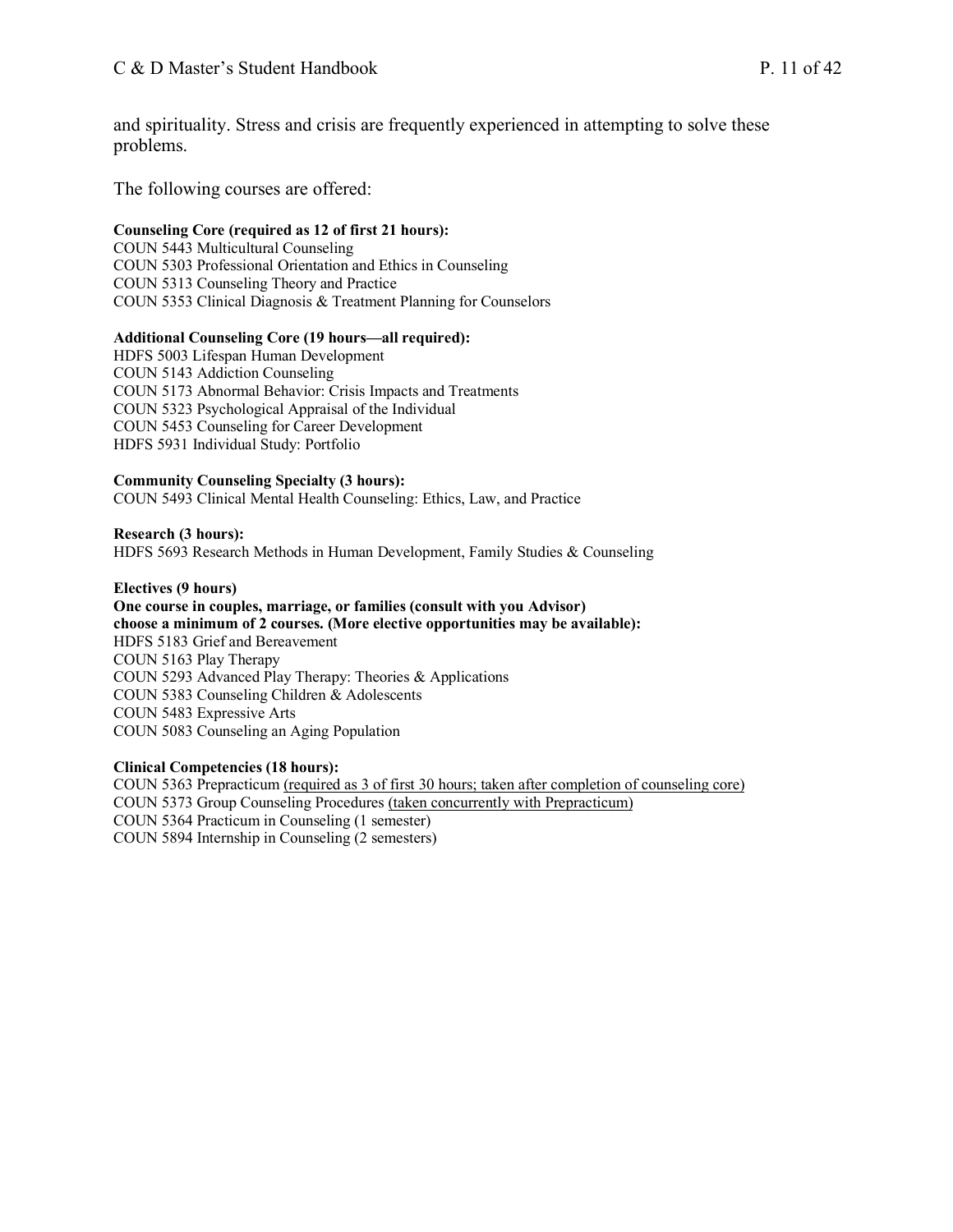and spirituality. Stress and crisis are frequently experienced in attempting to solve these problems.

The following courses are offered:

**Counseling Core (required as 12 of first 21 hours):**
COUN 5443 Multicultural Counseling
COUN 5303 Professional Orientation and Ethics in Counseling
COUN 5313 Counseling Theory and Practice
COUN 5353 Clinical Diagnosis & Treatment Planning for Counselors

**Additional Counseling Core (19 hours—all required):**
HDFS 5003 Lifespan Human Development
COUN 5143 Addiction Counseling
COUN 5173 Abnormal Behavior: Crisis Impacts and Treatments
COUN 5323 Psychological Appraisal of the Individual
COUN 5453 Counseling for Career Development
HDFS 5931 Individual Study: Portfolio

**Community Counseling Specialty (3 hours):**
COUN 5493 Clinical Mental Health Counseling: Ethics, Law, and Practice

**Research (3 hours):**
HDFS 5693 Research Methods in Human Development, Family Studies & Counseling

**Electives (9 hours)**
**One course in couples, marriage, or families (consult with you Advisor)**
**choose a minimum of 2 courses. (More elective opportunities may be available):**
HDFS 5183 Grief and Bereavement
COUN 5163 Play Therapy
COUN 5293 Advanced Play Therapy: Theories & Applications
COUN 5383 Counseling Children & Adolescents
COUN 5483 Expressive Arts
COUN 5083 Counseling an Aging Population

**Clinical Competencies (18 hours):**
COUN 5363 Prepracticum (required as 3 of first 30 hours; taken after completion of counseling core)
COUN 5373 Group Counseling Procedures (taken concurrently with Prepracticum)
COUN 5364 Practicum in Counseling (1 semester)
COUN 5894 Internship in Counseling (2 semesters)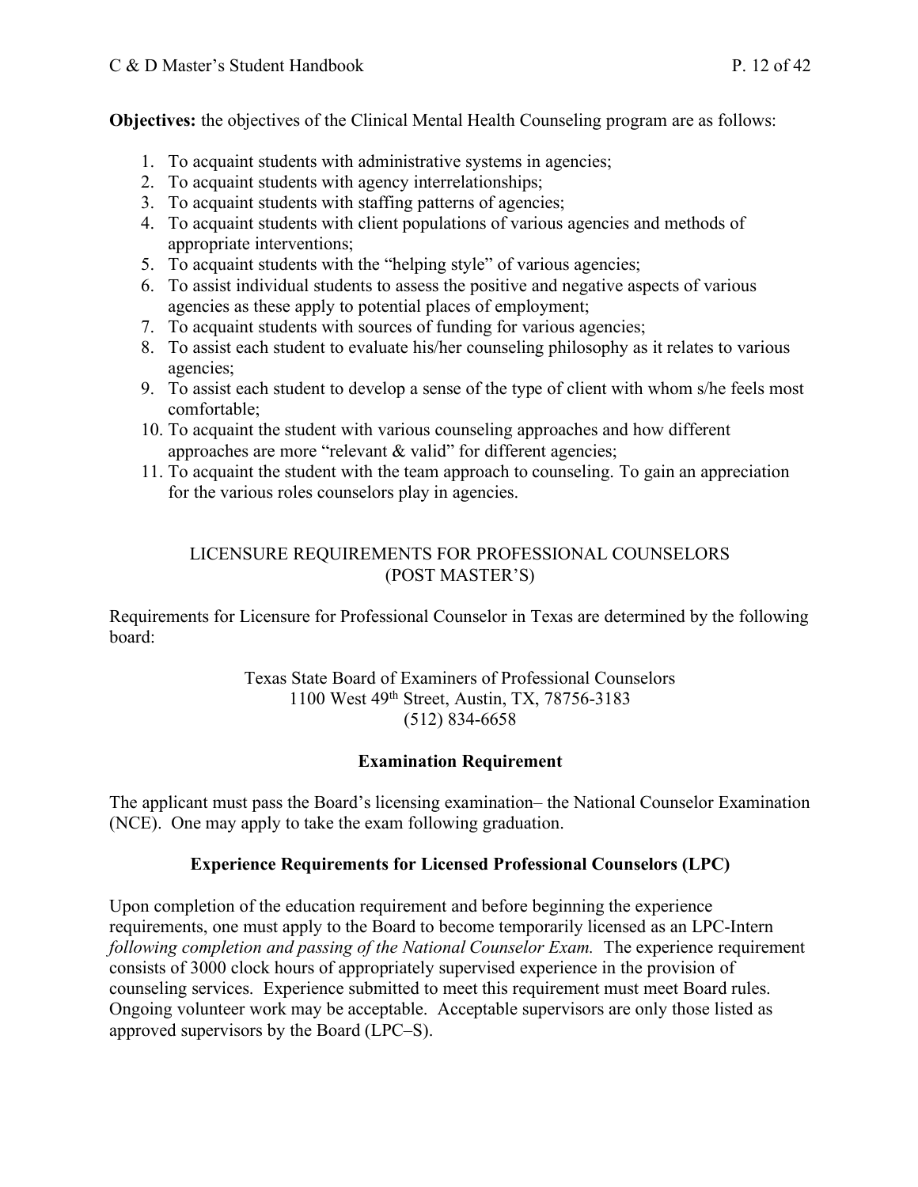**Objectives:** the objectives of the Clinical Mental Health Counseling program are as follows:

1. To acquaint students with administrative systems in agencies;
2. To acquaint students with agency interrelationships;
3. To acquaint students with staffing patterns of agencies;
4. To acquaint students with client populations of various agencies and methods of appropriate interventions;
5. To acquaint students with the "helping style" of various agencies;
6. To assist individual students to assess the positive and negative aspects of various agencies as these apply to potential places of employment;
7. To acquaint students with sources of funding for various agencies;
8. To assist each student to evaluate his/her counseling philosophy as it relates to various agencies;
9. To assist each student to develop a sense of the type of client with whom s/he feels most comfortable;
10. To acquaint the student with various counseling approaches and how different approaches are more "relevant & valid" for different agencies;
11. To acquaint the student with the team approach to counseling. To gain an appreciation for the various roles counselors play in agencies.

## LICENSURE REQUIREMENTS FOR PROFESSIONAL COUNSELORS (POST MASTER'S)

Requirements for Licensure for Professional Counselor in Texas are determined by the following board:

Texas State Board of Examiners of Professional Counselors
1100 West 49th Street, Austin, TX, 78756-3183
(512) 834-6658

### Examination Requirement

The applicant must pass the Board's licensing examination– the National Counselor Examination (NCE). One may apply to take the exam following graduation.

### Experience Requirements for Licensed Professional Counselors (LPC)

Upon completion of the education requirement and before beginning the experience requirements, one must apply to the Board to become temporarily licensed as an LPC-Intern *following completion and passing of the National Counselor Exam.* The experience requirement consists of 3000 clock hours of appropriately supervised experience in the provision of counseling services. Experience submitted to meet this requirement must meet Board rules. Ongoing volunteer work may be acceptable. Acceptable supervisors are only those listed as approved supervisors by the Board (LPC–S).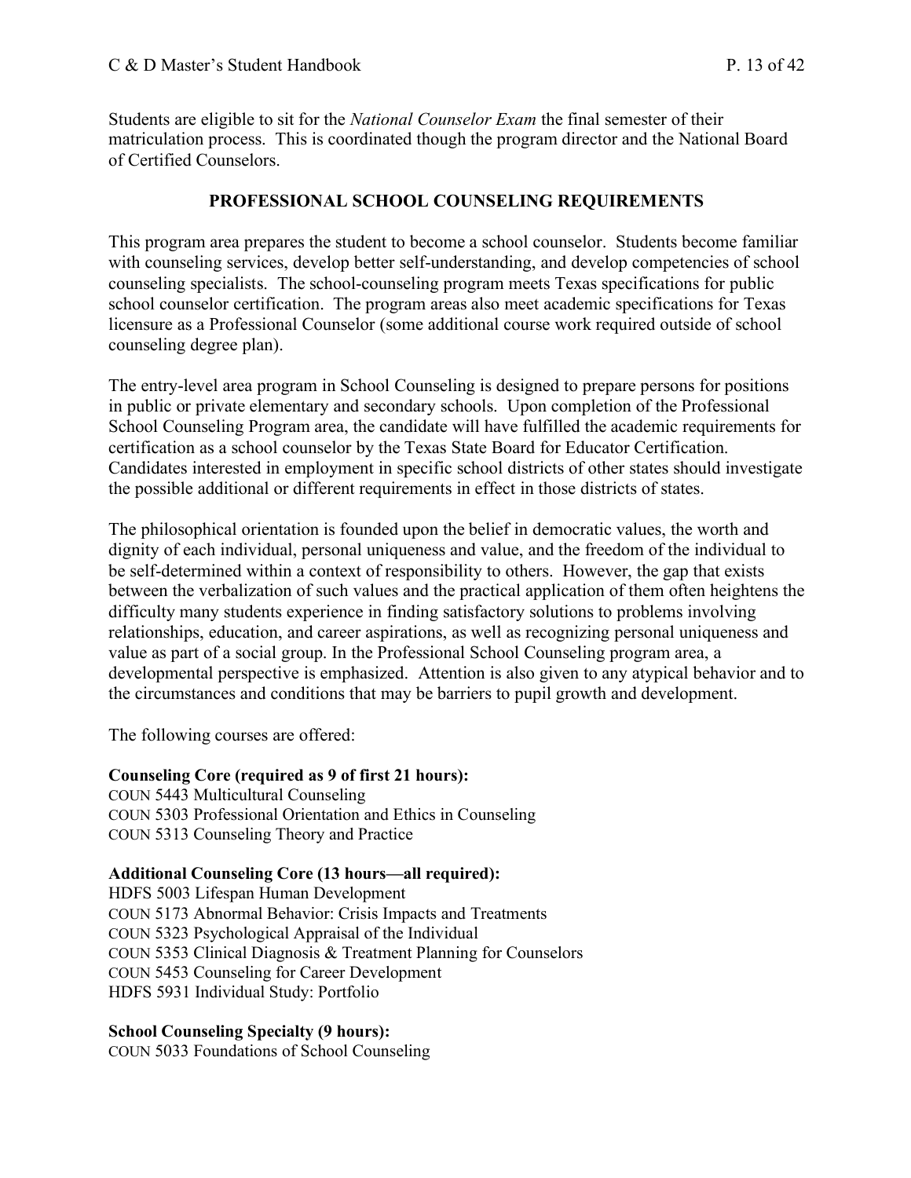Students are eligible to sit for the *National Counselor Exam* the final semester of their matriculation process. This is coordinated though the program director and the National Board of Certified Counselors.

## PROFESSIONAL SCHOOL COUNSELING REQUIREMENTS

This program area prepares the student to become a school counselor. Students become familiar with counseling services, develop better self-understanding, and develop competencies of school counseling specialists. The school-counseling program meets Texas specifications for public school counselor certification. The program areas also meet academic specifications for Texas licensure as a Professional Counselor (some additional course work required outside of school counseling degree plan).

The entry-level area program in School Counseling is designed to prepare persons for positions in public or private elementary and secondary schools. Upon completion of the Professional School Counseling Program area, the candidate will have fulfilled the academic requirements for certification as a school counselor by the Texas State Board for Educator Certification. Candidates interested in employment in specific school districts of other states should investigate the possible additional or different requirements in effect in those districts of states.

The philosophical orientation is founded upon the belief in democratic values, the worth and dignity of each individual, personal uniqueness and value, and the freedom of the individual to be self-determined within a context of responsibility to others. However, the gap that exists between the verbalization of such values and the practical application of them often heightens the difficulty many students experience in finding satisfactory solutions to problems involving relationships, education, and career aspirations, as well as recognizing personal uniqueness and value as part of a social group. In the Professional School Counseling program area, a developmental perspective is emphasized. Attention is also given to any atypical behavior and to the circumstances and conditions that may be barriers to pupil growth and development.

The following courses are offered:

**Counseling Core (required as 9 of first 21 hours):**
COUN 5443 Multicultural Counseling
COUN 5303 Professional Orientation and Ethics in Counseling
COUN 5313 Counseling Theory and Practice

**Additional Counseling Core (13 hours—all required):**
HDFS 5003 Lifespan Human Development
COUN 5173 Abnormal Behavior: Crisis Impacts and Treatments
COUN 5323 Psychological Appraisal of the Individual
COUN 5353 Clinical Diagnosis & Treatment Planning for Counselors
COUN 5453 Counseling for Career Development
HDFS 5931 Individual Study: Portfolio

**School Counseling Specialty (9 hours):**
COUN 5033 Foundations of School Counseling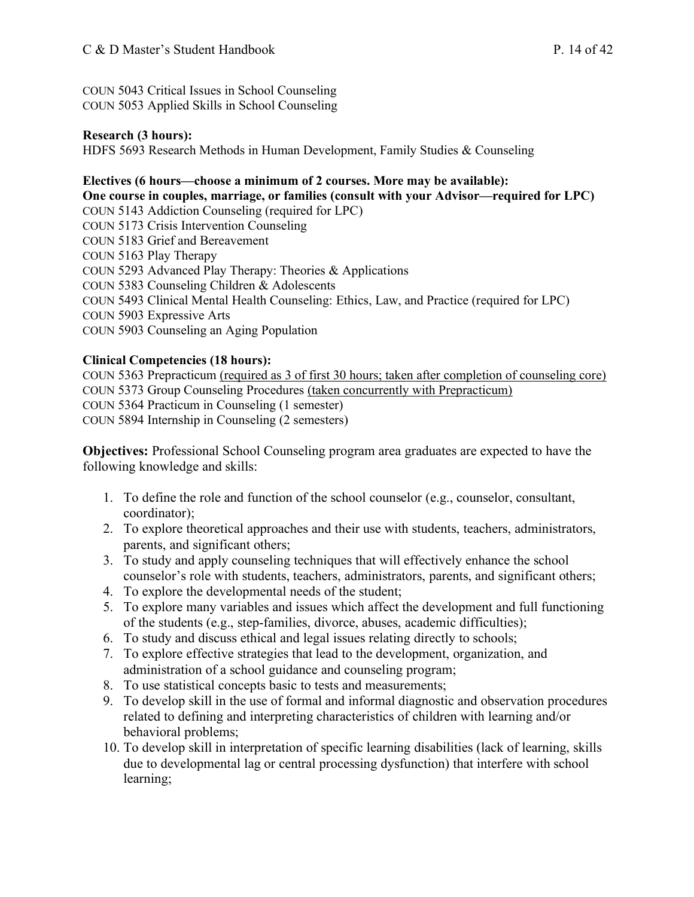COUN 5043 Critical Issues in School Counseling
COUN 5053 Applied Skills in School Counseling

**Research (3 hours):**
HDFS 5693 Research Methods in Human Development, Family Studies & Counseling

**Electives (6 hours—choose a minimum of 2 courses. More may be available):**
**One course in couples, marriage, or families (consult with your Advisor—required for LPC)**
COUN 5143 Addiction Counseling (required for LPC)
COUN 5173 Crisis Intervention Counseling
COUN 5183 Grief and Bereavement
COUN 5163 Play Therapy
COUN 5293 Advanced Play Therapy: Theories & Applications
COUN 5383 Counseling Children & Adolescents
COUN 5493 Clinical Mental Health Counseling: Ethics, Law, and Practice (required for LPC)
COUN 5903 Expressive Arts
COUN 5903 Counseling an Aging Population

**Clinical Competencies (18 hours):**
COUN 5363 Prepracticum <u>(required as 3 of first 30 hours; taken after completion of counseling core)</u>
COUN 5373 Group Counseling Procedures <u>(taken concurrently with Prepracticum)</u>
COUN 5364 Practicum in Counseling (1 semester)
COUN 5894 Internship in Counseling (2 semesters)

**Objectives:** Professional School Counseling program area graduates are expected to have the following knowledge and skills:

1. To define the role and function of the school counselor (e.g., counselor, consultant, coordinator);
2. To explore theoretical approaches and their use with students, teachers, administrators, parents, and significant others;
3. To study and apply counseling techniques that will effectively enhance the school counselor's role with students, teachers, administrators, parents, and significant others;
4. To explore the developmental needs of the student;
5. To explore many variables and issues which affect the development and full functioning of the students (e.g., step-families, divorce, abuses, academic difficulties);
6. To study and discuss ethical and legal issues relating directly to schools;
7. To explore effective strategies that lead to the development, organization, and administration of a school guidance and counseling program;
8. To use statistical concepts basic to tests and measurements;
9. To develop skill in the use of formal and informal diagnostic and observation procedures related to defining and interpreting characteristics of children with learning and/or behavioral problems;
10. To develop skill in interpretation of specific learning disabilities (lack of learning, skills due to developmental lag or central processing dysfunction) that interfere with school learning;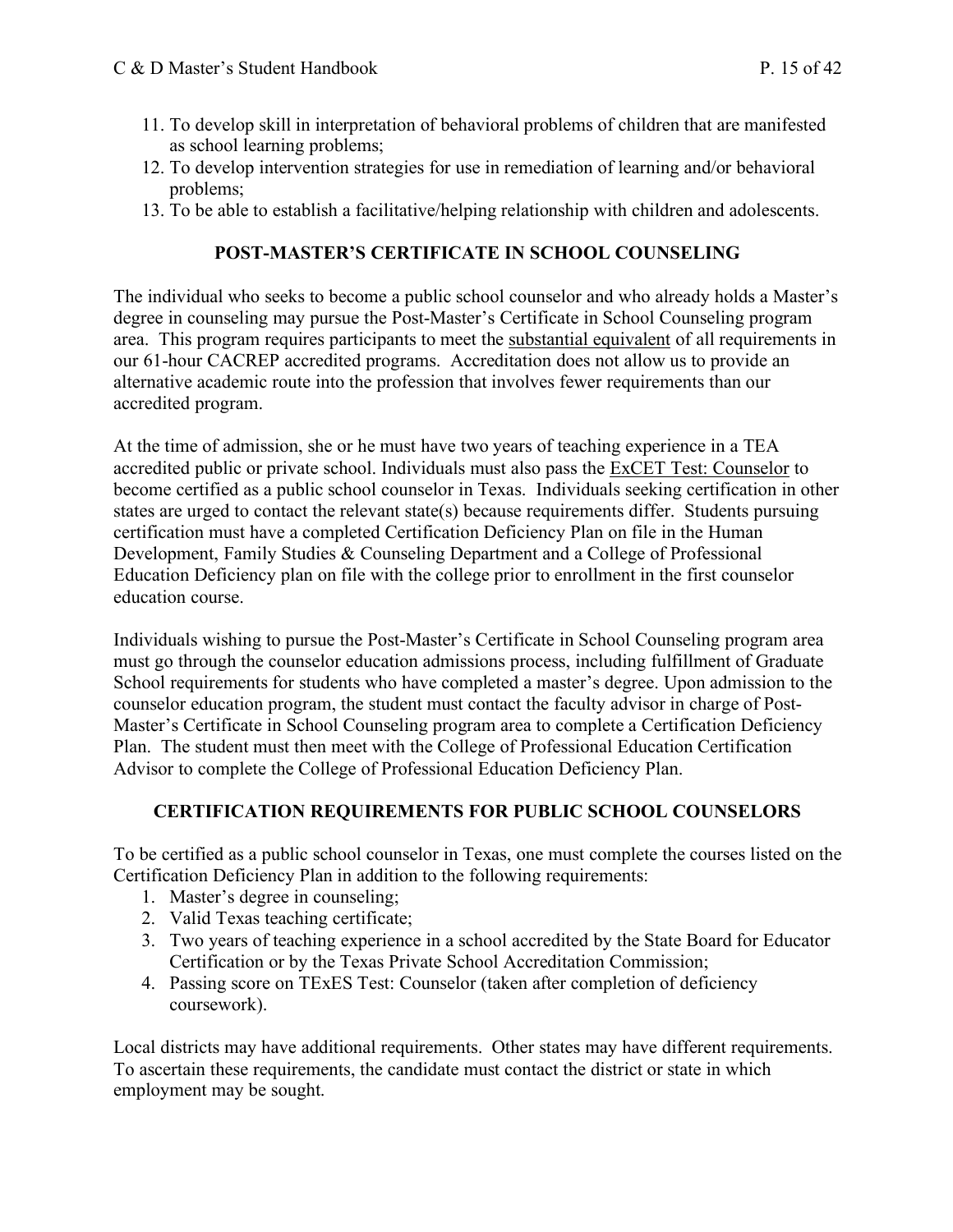11. To develop skill in interpretation of behavioral problems of children that are manifested as school learning problems;
12. To develop intervention strategies for use in remediation of learning and/or behavioral problems;
13. To be able to establish a facilitative/helping relationship with children and adolescents.

## POST-MASTER'S CERTIFICATE IN SCHOOL COUNSELING

The individual who seeks to become a public school counselor and who already holds a Master's degree in counseling may pursue the Post-Master's Certificate in School Counseling program area. This program requires participants to meet the <u>substantial equivalent</u> of all requirements in our 61-hour CACREP accredited programs. Accreditation does not allow us to provide an alternative academic route into the profession that involves fewer requirements than our accredited program.

At the time of admission, she or he must have two years of teaching experience in a TEA accredited public or private school. Individuals must also pass the <u>ExCET Test: Counselor</u> to become certified as a public school counselor in Texas. Individuals seeking certification in other states are urged to contact the relevant state(s) because requirements differ. Students pursuing certification must have a completed Certification Deficiency Plan on file in the Human Development, Family Studies & Counseling Department and a College of Professional Education Deficiency plan on file with the college prior to enrollment in the first counselor education course.

Individuals wishing to pursue the Post-Master's Certificate in School Counseling program area must go through the counselor education admissions process, including fulfillment of Graduate School requirements for students who have completed a master's degree. Upon admission to the counselor education program, the student must contact the faculty advisor in charge of Post-Master's Certificate in School Counseling program area to complete a Certification Deficiency Plan. The student must then meet with the College of Professional Education Certification Advisor to complete the College of Professional Education Deficiency Plan.

## CERTIFICATION REQUIREMENTS FOR PUBLIC SCHOOL COUNSELORS

To be certified as a public school counselor in Texas, one must complete the courses listed on the Certification Deficiency Plan in addition to the following requirements:

1. Master's degree in counseling;
2. Valid Texas teaching certificate;
3. Two years of teaching experience in a school accredited by the State Board for Educator Certification or by the Texas Private School Accreditation Commission;
4. Passing score on TExES Test: Counselor (taken after completion of deficiency coursework).

Local districts may have additional requirements. Other states may have different requirements. To ascertain these requirements, the candidate must contact the district or state in which employment may be sought.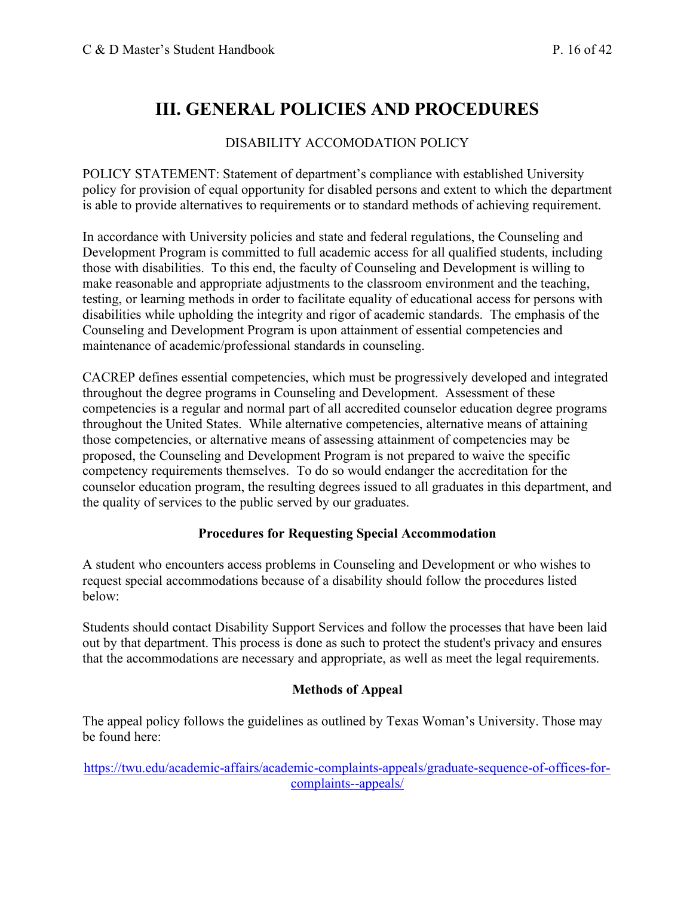# III. GENERAL POLICIES AND PROCEDURES

DISABILITY ACCOMODATION POLICY

POLICY STATEMENT: Statement of department's compliance with established University policy for provision of equal opportunity for disabled persons and extent to which the department is able to provide alternatives to requirements or to standard methods of achieving requirement.

In accordance with University policies and state and federal regulations, the Counseling and Development Program is committed to full academic access for all qualified students, including those with disabilities. To this end, the faculty of Counseling and Development is willing to make reasonable and appropriate adjustments to the classroom environment and the teaching, testing, or learning methods in order to facilitate equality of educational access for persons with disabilities while upholding the integrity and rigor of academic standards. The emphasis of the Counseling and Development Program is upon attainment of essential competencies and maintenance of academic/professional standards in counseling.

CACREP defines essential competencies, which must be progressively developed and integrated throughout the degree programs in Counseling and Development. Assessment of these competencies is a regular and normal part of all accredited counselor education degree programs throughout the United States. While alternative competencies, alternative means of attaining those competencies, or alternative means of assessing attainment of competencies may be proposed, the Counseling and Development Program is not prepared to waive the specific competency requirements themselves. To do so would endanger the accreditation for the counselor education program, the resulting degrees issued to all graduates in this department, and the quality of services to the public served by our graduates.

### Procedures for Requesting Special Accommodation

A student who encounters access problems in Counseling and Development or who wishes to request special accommodations because of a disability should follow the procedures listed below:

Students should contact Disability Support Services and follow the processes that have been laid out by that department. This process is done as such to protect the student's privacy and ensures that the accommodations are necessary and appropriate, as well as meet the legal requirements.

### Methods of Appeal

The appeal policy follows the guidelines as outlined by Texas Woman's University. Those may be found here:

https://twu.edu/academic-affairs/academic-complaints-appeals/graduate-sequence-of-offices-for-complaints--appeals/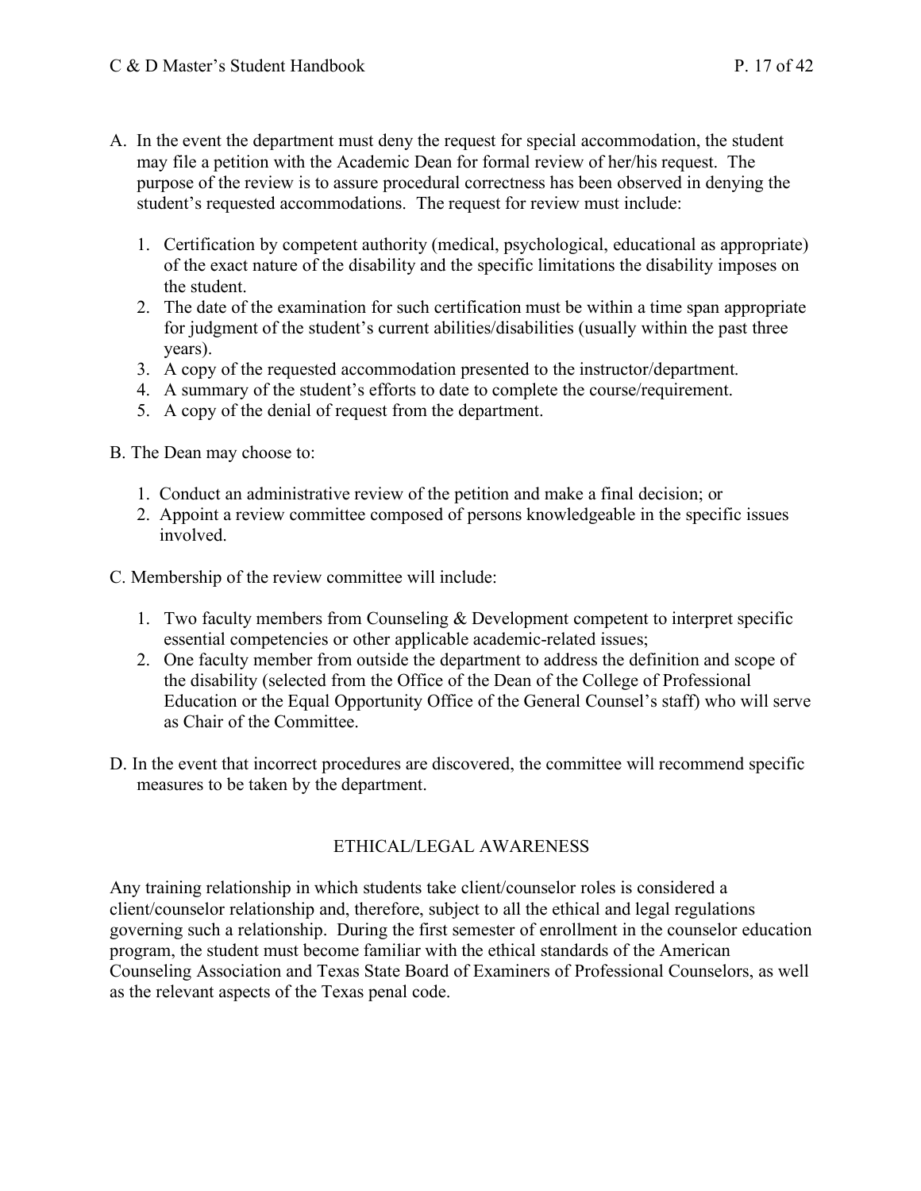A. In the event the department must deny the request for special accommodation, the student may file a petition with the Academic Dean for formal review of her/his request. The purpose of the review is to assure procedural correctness has been observed in denying the student's requested accommodations. The request for review must include:

   1. Certification by competent authority (medical, psychological, educational as appropriate) of the exact nature of the disability and the specific limitations the disability imposes on the student.
   2. The date of the examination for such certification must be within a time span appropriate for judgment of the student's current abilities/disabilities (usually within the past three years).
   3. A copy of the requested accommodation presented to the instructor/department.
   4. A summary of the student's efforts to date to complete the course/requirement.
   5. A copy of the denial of request from the department.

B. The Dean may choose to:

   1. Conduct an administrative review of the petition and make a final decision; or
   2. Appoint a review committee composed of persons knowledgeable in the specific issues involved.

C. Membership of the review committee will include:

   1. Two faculty members from Counseling & Development competent to interpret specific essential competencies or other applicable academic-related issues;
   2. One faculty member from outside the department to address the definition and scope of the disability (selected from the Office of the Dean of the College of Professional Education or the Equal Opportunity Office of the General Counsel's staff) who will serve as Chair of the Committee.

D. In the event that incorrect procedures are discovered, the committee will recommend specific measures to be taken by the department.

## ETHICAL/LEGAL AWARENESS

Any training relationship in which students take client/counselor roles is considered a client/counselor relationship and, therefore, subject to all the ethical and legal regulations governing such a relationship. During the first semester of enrollment in the counselor education program, the student must become familiar with the ethical standards of the American Counseling Association and Texas State Board of Examiners of Professional Counselors, as well as the relevant aspects of the Texas penal code.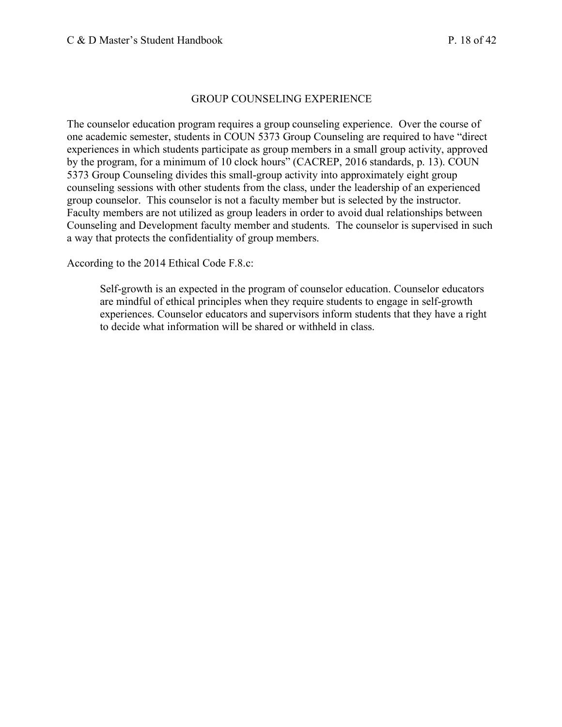## GROUP COUNSELING EXPERIENCE

The counselor education program requires a group counseling experience. Over the course of one academic semester, students in COUN 5373 Group Counseling are required to have "direct experiences in which students participate as group members in a small group activity, approved by the program, for a minimum of 10 clock hours" (CACREP, 2016 standards, p. 13). COUN 5373 Group Counseling divides this small-group activity into approximately eight group counseling sessions with other students from the class, under the leadership of an experienced group counselor. This counselor is not a faculty member but is selected by the instructor. Faculty members are not utilized as group leaders in order to avoid dual relationships between Counseling and Development faculty member and students. The counselor is supervised in such a way that protects the confidentiality of group members.

According to the 2014 Ethical Code F.8.c:

> Self-growth is an expected in the program of counselor education. Counselor educators are mindful of ethical principles when they require students to engage in self-growth experiences. Counselor educators and supervisors inform students that they have a right to decide what information will be shared or withheld in class.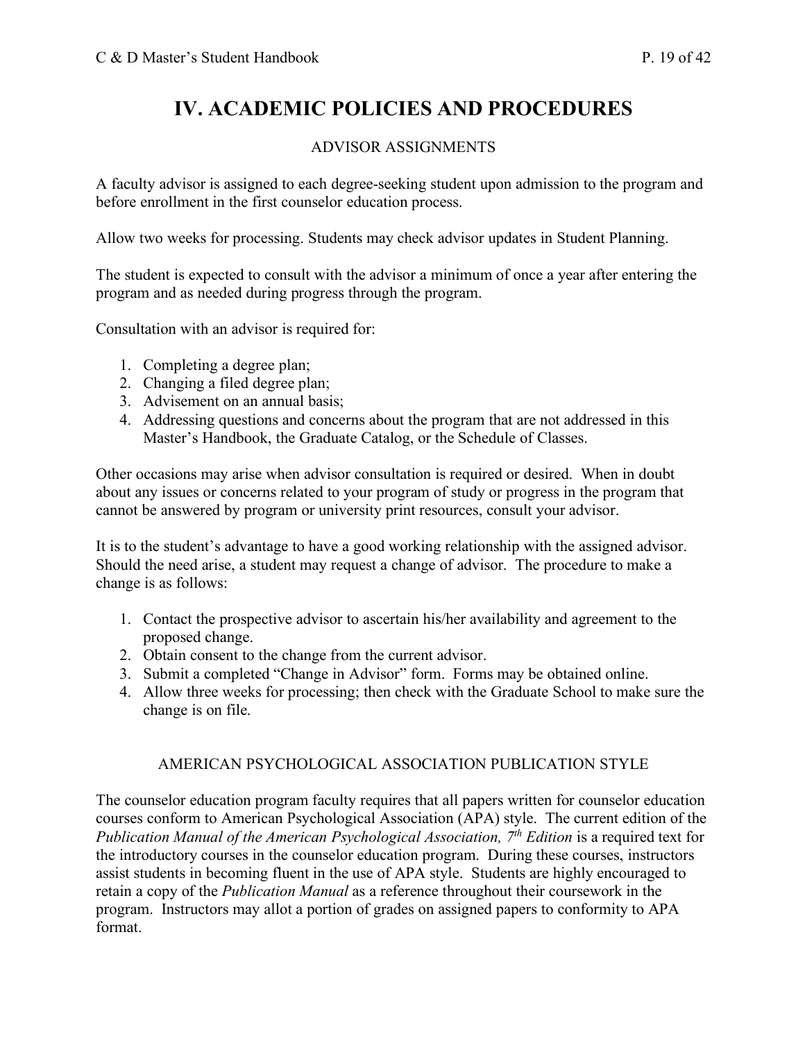# IV. ACADEMIC POLICIES AND PROCEDURES

## ADVISOR ASSIGNMENTS

A faculty advisor is assigned to each degree-seeking student upon admission to the program and before enrollment in the first counselor education process.

Allow two weeks for processing. Students may check advisor updates in Student Planning.

The student is expected to consult with the advisor a minimum of once a year after entering the program and as needed during progress through the program.

Consultation with an advisor is required for:

1. Completing a degree plan;
2. Changing a filed degree plan;
3. Advisement on an annual basis;
4. Addressing questions and concerns about the program that are not addressed in this Master's Handbook, the Graduate Catalog, or the Schedule of Classes.

Other occasions may arise when advisor consultation is required or desired. When in doubt about any issues or concerns related to your program of study or progress in the program that cannot be answered by program or university print resources, consult your advisor.

It is to the student's advantage to have a good working relationship with the assigned advisor. Should the need arise, a student may request a change of advisor. The procedure to make a change is as follows:

1. Contact the prospective advisor to ascertain his/her availability and agreement to the proposed change.
2. Obtain consent to the change from the current advisor.
3. Submit a completed "Change in Advisor" form. Forms may be obtained online.
4. Allow three weeks for processing; then check with the Graduate School to make sure the change is on file.

## AMERICAN PSYCHOLOGICAL ASSOCIATION PUBLICATION STYLE

The counselor education program faculty requires that all papers written for counselor education courses conform to American Psychological Association (APA) style. The current edition of the *Publication Manual of the American Psychological Association, 7th Edition* is a required text for the introductory courses in the counselor education program. During these courses, instructors assist students in becoming fluent in the use of APA style. Students are highly encouraged to retain a copy of the *Publication Manual* as a reference throughout their coursework in the program. Instructors may allot a portion of grades on assigned papers to conformity to APA format.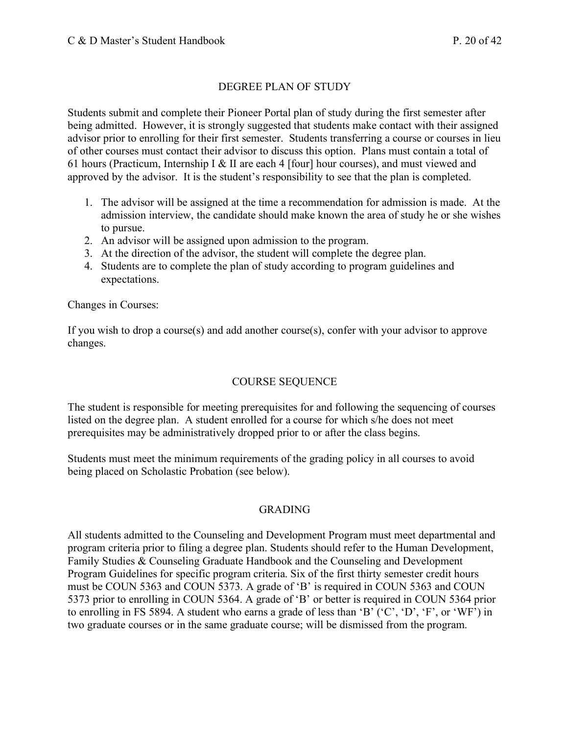## DEGREE PLAN OF STUDY

Students submit and complete their Pioneer Portal plan of study during the first semester after being admitted. However, it is strongly suggested that students make contact with their assigned advisor prior to enrolling for their first semester. Students transferring a course or courses in lieu of other courses must contact their advisor to discuss this option. Plans must contain a total of 61 hours (Practicum, Internship I & II are each 4 [four] hour courses), and must viewed and approved by the advisor. It is the student's responsibility to see that the plan is completed.

1. The advisor will be assigned at the time a recommendation for admission is made. At the admission interview, the candidate should make known the area of study he or she wishes to pursue.
2. An advisor will be assigned upon admission to the program.
3. At the direction of the advisor, the student will complete the degree plan.
4. Students are to complete the plan of study according to program guidelines and expectations.

Changes in Courses:

If you wish to drop a course(s) and add another course(s), confer with your advisor to approve changes.

## COURSE SEQUENCE

The student is responsible for meeting prerequisites for and following the sequencing of courses listed on the degree plan. A student enrolled for a course for which s/he does not meet prerequisites may be administratively dropped prior to or after the class begins.

Students must meet the minimum requirements of the grading policy in all courses to avoid being placed on Scholastic Probation (see below).

## GRADING

All students admitted to the Counseling and Development Program must meet departmental and program criteria prior to filing a degree plan. Students should refer to the Human Development, Family Studies & Counseling Graduate Handbook and the Counseling and Development Program Guidelines for specific program criteria. Six of the first thirty semester credit hours must be COUN 5363 and COUN 5373. A grade of 'B' is required in COUN 5363 and COUN 5373 prior to enrolling in COUN 5364. A grade of 'B' or better is required in COUN 5364 prior to enrolling in FS 5894. A student who earns a grade of less than 'B' ('C', 'D', 'F', or 'WF') in two graduate courses or in the same graduate course; will be dismissed from the program.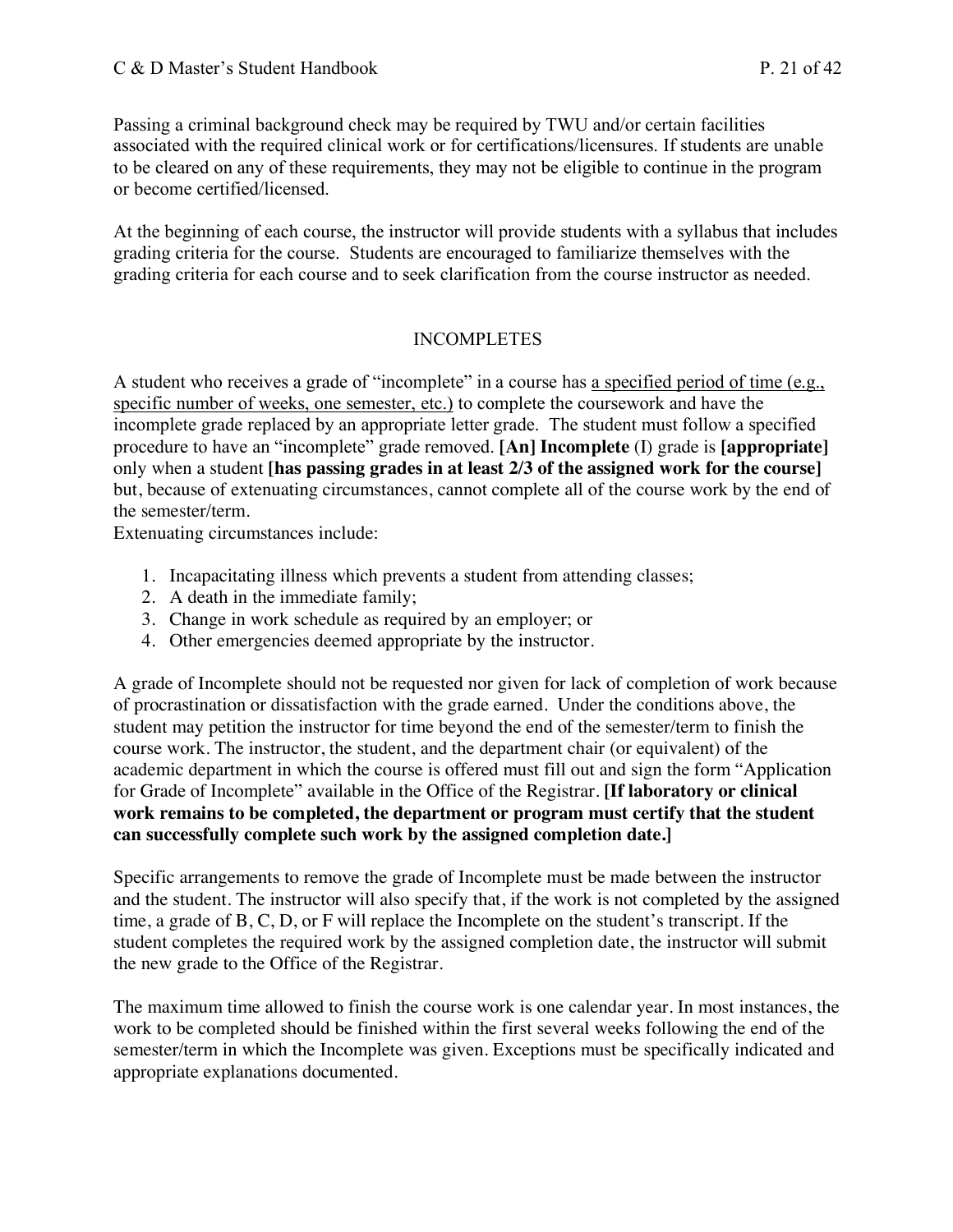Passing a criminal background check may be required by TWU and/or certain facilities associated with the required clinical work or for certifications/licensures. If students are unable to be cleared on any of these requirements, they may not be eligible to continue in the program or become certified/licensed.

At the beginning of each course, the instructor will provide students with a syllabus that includes grading criteria for the course. Students are encouraged to familiarize themselves with the grading criteria for each course and to seek clarification from the course instructor as needed.

## INCOMPLETES

A student who receives a grade of "incomplete" in a course has <u>a specified period of time (e.g., specific number of weeks, one semester, etc.)</u> to complete the coursework and have the incomplete grade replaced by an appropriate letter grade. The student must follow a specified procedure to have an "incomplete" grade removed. **[An] Incomplete** (I) grade is **[appropriate]** only when a student **[has passing grades in at least 2/3 of the assigned work for the course]** but, because of extenuating circumstances, cannot complete all of the course work by the end of the semester/term.

Extenuating circumstances include:

1. Incapacitating illness which prevents a student from attending classes;
2. A death in the immediate family;
3. Change in work schedule as required by an employer; or
4. Other emergencies deemed appropriate by the instructor.

A grade of Incomplete should not be requested nor given for lack of completion of work because of procrastination or dissatisfaction with the grade earned. Under the conditions above, the student may petition the instructor for time beyond the end of the semester/term to finish the course work. The instructor, the student, and the department chair (or equivalent) of the academic department in which the course is offered must fill out and sign the form "Application for Grade of Incomplete" available in the Office of the Registrar. **[If laboratory or clinical work remains to be completed, the department or program must certify that the student can successfully complete such work by the assigned completion date.]**

Specific arrangements to remove the grade of Incomplete must be made between the instructor and the student. The instructor will also specify that, if the work is not completed by the assigned time, a grade of B, C, D, or F will replace the Incomplete on the student's transcript. If the student completes the required work by the assigned completion date, the instructor will submit the new grade to the Office of the Registrar.

The maximum time allowed to finish the course work is one calendar year. In most instances, the work to be completed should be finished within the first several weeks following the end of the semester/term in which the Incomplete was given. Exceptions must be specifically indicated and appropriate explanations documented.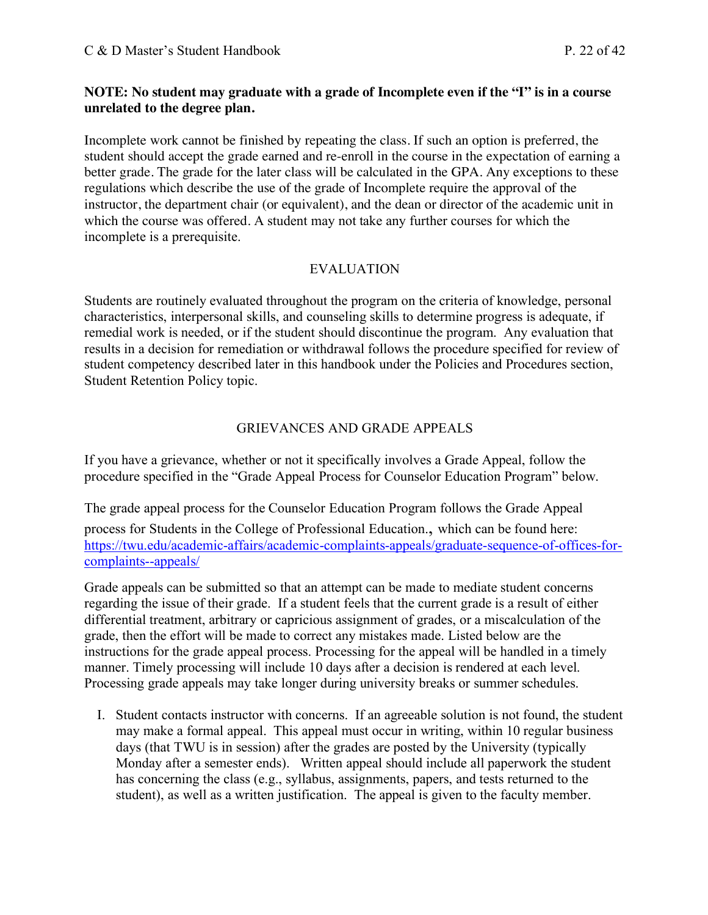**NOTE: No student may graduate with a grade of Incomplete even if the "I" is in a course unrelated to the degree plan.**

Incomplete work cannot be finished by repeating the class. If such an option is preferred, the student should accept the grade earned and re-enroll in the course in the expectation of earning a better grade. The grade for the later class will be calculated in the GPA. Any exceptions to these regulations which describe the use of the grade of Incomplete require the approval of the instructor, the department chair (or equivalent), and the dean or director of the academic unit in which the course was offered. A student may not take any further courses for which the incomplete is a prerequisite.

## EVALUATION

Students are routinely evaluated throughout the program on the criteria of knowledge, personal characteristics, interpersonal skills, and counseling skills to determine progress is adequate, if remedial work is needed, or if the student should discontinue the program. Any evaluation that results in a decision for remediation or withdrawal follows the procedure specified for review of student competency described later in this handbook under the Policies and Procedures section, Student Retention Policy topic.

## GRIEVANCES AND GRADE APPEALS

If you have a grievance, whether or not it specifically involves a Grade Appeal, follow the procedure specified in the "Grade Appeal Process for Counselor Education Program" below.

The grade appeal process for the Counselor Education Program follows the Grade Appeal process for Students in the College of Professional Education., which can be found here: https://twu.edu/academic-affairs/academic-complaints-appeals/graduate-sequence-of-offices-for-complaints--appeals/

Grade appeals can be submitted so that an attempt can be made to mediate student concerns regarding the issue of their grade. If a student feels that the current grade is a result of either differential treatment, arbitrary or capricious assignment of grades, or a miscalculation of the grade, then the effort will be made to correct any mistakes made. Listed below are the instructions for the grade appeal process. Processing for the appeal will be handled in a timely manner. Timely processing will include 10 days after a decision is rendered at each level. Processing grade appeals may take longer during university breaks or summer schedules.

I. Student contacts instructor with concerns. If an agreeable solution is not found, the student may make a formal appeal. This appeal must occur in writing, within 10 regular business days (that TWU is in session) after the grades are posted by the University (typically Monday after a semester ends). Written appeal should include all paperwork the student has concerning the class (e.g., syllabus, assignments, papers, and tests returned to the student), as well as a written justification. The appeal is given to the faculty member.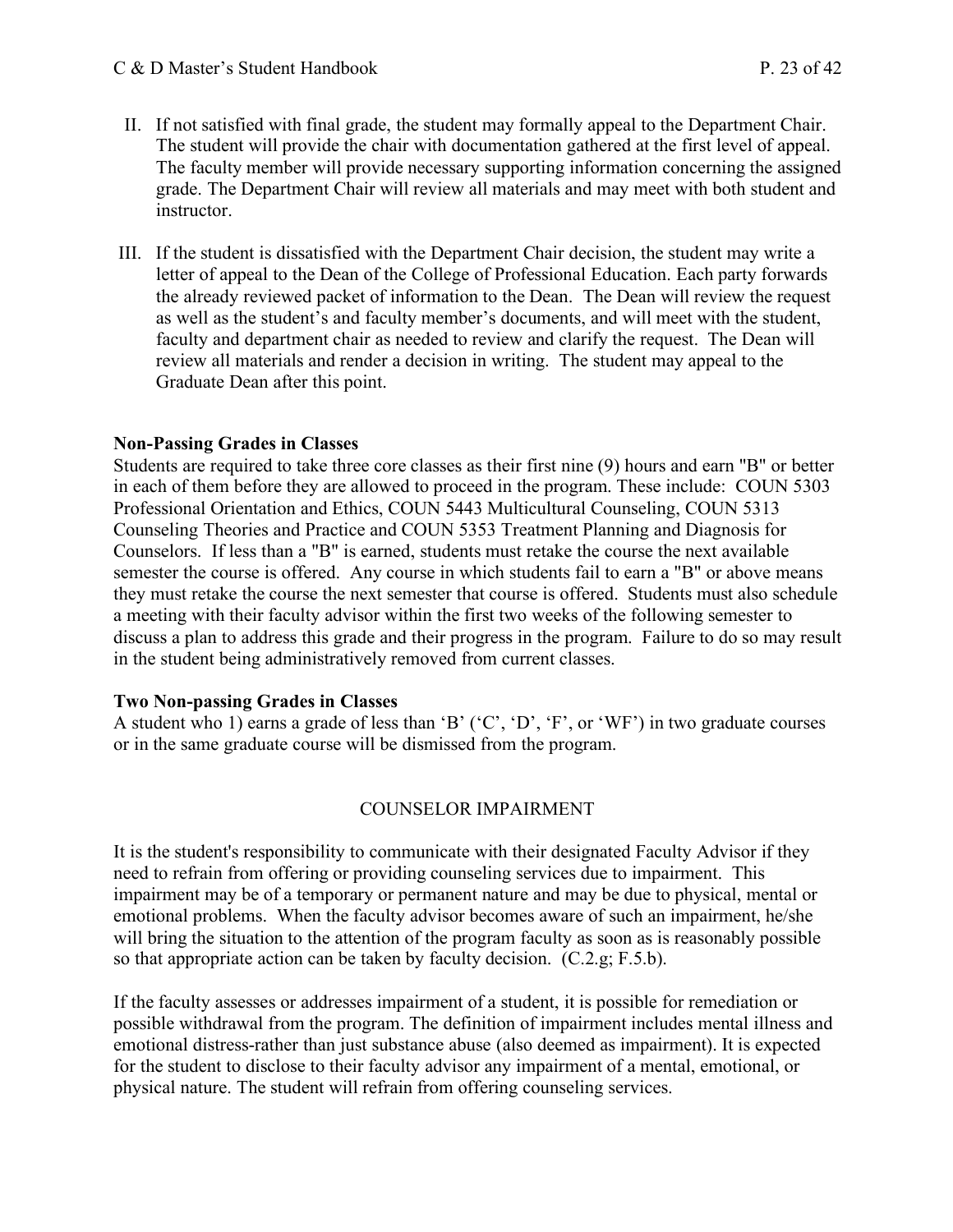II. If not satisfied with final grade, the student may formally appeal to the Department Chair. The student will provide the chair with documentation gathered at the first level of appeal. The faculty member will provide necessary supporting information concerning the assigned grade. The Department Chair will review all materials and may meet with both student and instructor.

III. If the student is dissatisfied with the Department Chair decision, the student may write a letter of appeal to the Dean of the College of Professional Education. Each party forwards the already reviewed packet of information to the Dean. The Dean will review the request as well as the student's and faculty member's documents, and will meet with the student, faculty and department chair as needed to review and clarify the request. The Dean will review all materials and render a decision in writing. The student may appeal to the Graduate Dean after this point.

**Non-Passing Grades in Classes**

Students are required to take three core classes as their first nine (9) hours and earn "B" or better in each of them before they are allowed to proceed in the program. These include: COUN 5303 Professional Orientation and Ethics, COUN 5443 Multicultural Counseling, COUN 5313 Counseling Theories and Practice and COUN 5353 Treatment Planning and Diagnosis for Counselors. If less than a "B" is earned, students must retake the course the next available semester the course is offered. Any course in which students fail to earn a "B" or above means they must retake the course the next semester that course is offered. Students must also schedule a meeting with their faculty advisor within the first two weeks of the following semester to discuss a plan to address this grade and their progress in the program. Failure to do so may result in the student being administratively removed from current classes.

**Two Non-passing Grades in Classes**

A student who 1) earns a grade of less than 'B' ('C', 'D', 'F', or 'WF') in two graduate courses or in the same graduate course will be dismissed from the program.

## COUNSELOR IMPAIRMENT

It is the student's responsibility to communicate with their designated Faculty Advisor if they need to refrain from offering or providing counseling services due to impairment. This impairment may be of a temporary or permanent nature and may be due to physical, mental or emotional problems. When the faculty advisor becomes aware of such an impairment, he/she will bring the situation to the attention of the program faculty as soon as is reasonably possible so that appropriate action can be taken by faculty decision. (C.2.g; F.5.b).

If the faculty assesses or addresses impairment of a student, it is possible for remediation or possible withdrawal from the program. The definition of impairment includes mental illness and emotional distress-rather than just substance abuse (also deemed as impairment). It is expected for the student to disclose to their faculty advisor any impairment of a mental, emotional, or physical nature. The student will refrain from offering counseling services.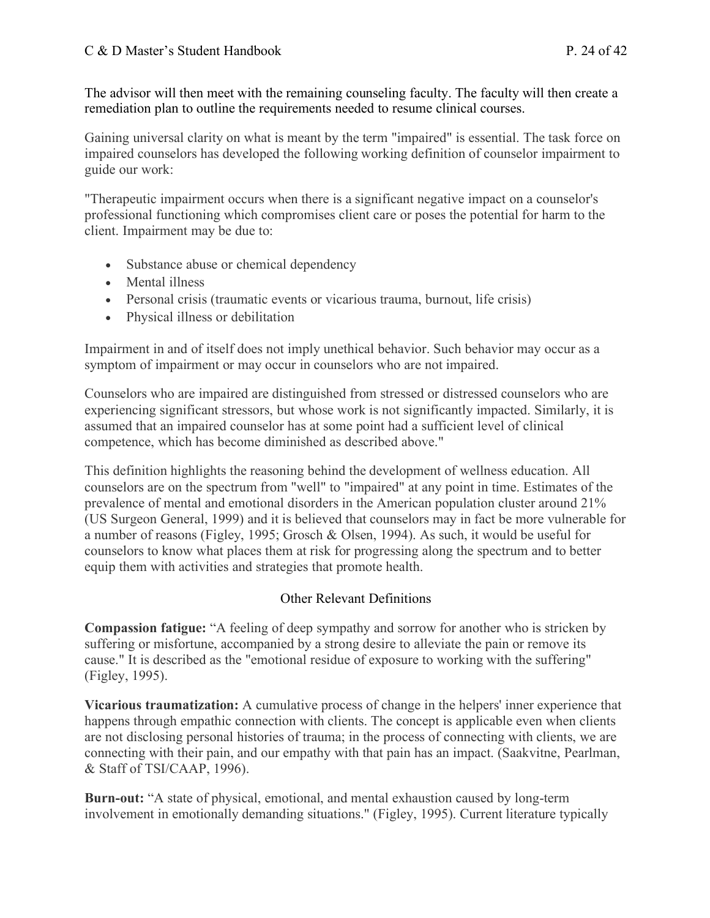The advisor will then meet with the remaining counseling faculty. The faculty will then create a remediation plan to outline the requirements needed to resume clinical courses.

Gaining universal clarity on what is meant by the term "impaired" is essential. The task force on impaired counselors has developed the following working definition of counselor impairment to guide our work:

"Therapeutic impairment occurs when there is a significant negative impact on a counselor's professional functioning which compromises client care or poses the potential for harm to the client. Impairment may be due to:

- Substance abuse or chemical dependency
- Mental illness
- Personal crisis (traumatic events or vicarious trauma, burnout, life crisis)
- Physical illness or debilitation

Impairment in and of itself does not imply unethical behavior. Such behavior may occur as a symptom of impairment or may occur in counselors who are not impaired.

Counselors who are impaired are distinguished from stressed or distressed counselors who are experiencing significant stressors, but whose work is not significantly impacted. Similarly, it is assumed that an impaired counselor has at some point had a sufficient level of clinical competence, which has become diminished as described above."

This definition highlights the reasoning behind the development of wellness education. All counselors are on the spectrum from "well" to "impaired" at any point in time. Estimates of the prevalence of mental and emotional disorders in the American population cluster around 21% (US Surgeon General, 1999) and it is believed that counselors may in fact be more vulnerable for a number of reasons (Figley, 1995; Grosch & Olsen, 1994). As such, it would be useful for counselors to know what places them at risk for progressing along the spectrum and to better equip them with activities and strategies that promote health.

## Other Relevant Definitions

**Compassion fatigue:** "A feeling of deep sympathy and sorrow for another who is stricken by suffering or misfortune, accompanied by a strong desire to alleviate the pain or remove its cause." It is described as the "emotional residue of exposure to working with the suffering" (Figley, 1995).

**Vicarious traumatization:** A cumulative process of change in the helpers' inner experience that happens through empathic connection with clients. The concept is applicable even when clients are not disclosing personal histories of trauma; in the process of connecting with clients, we are connecting with their pain, and our empathy with that pain has an impact. (Saakvitne, Pearlman, & Staff of TSI/CAAP, 1996).

**Burn-out:** "A state of physical, emotional, and mental exhaustion caused by long-term involvement in emotionally demanding situations." (Figley, 1995). Current literature typically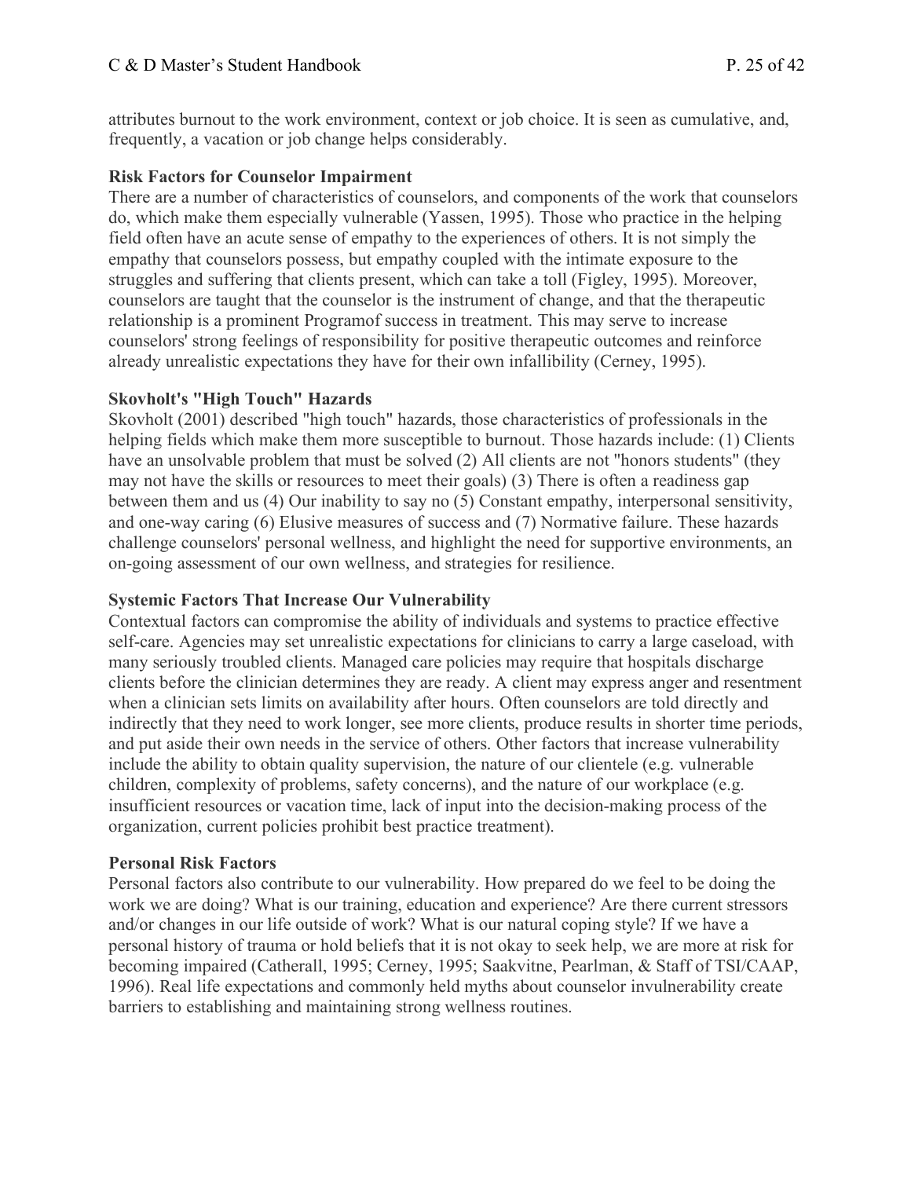attributes burnout to the work environment, context or job choice. It is seen as cumulative, and, frequently, a vacation or job change helps considerably.

**Risk Factors for Counselor Impairment**

There are a number of characteristics of counselors, and components of the work that counselors do, which make them especially vulnerable (Yassen, 1995). Those who practice in the helping field often have an acute sense of empathy to the experiences of others. It is not simply the empathy that counselors possess, but empathy coupled with the intimate exposure to the struggles and suffering that clients present, which can take a toll (Figley, 1995). Moreover, counselors are taught that the counselor is the instrument of change, and that the therapeutic relationship is a prominent Programof success in treatment. This may serve to increase counselors' strong feelings of responsibility for positive therapeutic outcomes and reinforce already unrealistic expectations they have for their own infallibility (Cerney, 1995).

**Skovholt's "High Touch" Hazards**

Skovholt (2001) described "high touch" hazards, those characteristics of professionals in the helping fields which make them more susceptible to burnout. Those hazards include: (1) Clients have an unsolvable problem that must be solved (2) All clients are not "honors students" (they may not have the skills or resources to meet their goals) (3) There is often a readiness gap between them and us (4) Our inability to say no (5) Constant empathy, interpersonal sensitivity, and one-way caring (6) Elusive measures of success and (7) Normative failure. These hazards challenge counselors' personal wellness, and highlight the need for supportive environments, an on-going assessment of our own wellness, and strategies for resilience.

**Systemic Factors That Increase Our Vulnerability**

Contextual factors can compromise the ability of individuals and systems to practice effective self-care. Agencies may set unrealistic expectations for clinicians to carry a large caseload, with many seriously troubled clients. Managed care policies may require that hospitals discharge clients before the clinician determines they are ready. A client may express anger and resentment when a clinician sets limits on availability after hours. Often counselors are told directly and indirectly that they need to work longer, see more clients, produce results in shorter time periods, and put aside their own needs in the service of others. Other factors that increase vulnerability include the ability to obtain quality supervision, the nature of our clientele (e.g. vulnerable children, complexity of problems, safety concerns), and the nature of our workplace (e.g. insufficient resources or vacation time, lack of input into the decision-making process of the organization, current policies prohibit best practice treatment).

**Personal Risk Factors**

Personal factors also contribute to our vulnerability. How prepared do we feel to be doing the work we are doing? What is our training, education and experience? Are there current stressors and/or changes in our life outside of work? What is our natural coping style? If we have a personal history of trauma or hold beliefs that it is not okay to seek help, we are more at risk for becoming impaired (Catherall, 1995; Cerney, 1995; Saakvitne, Pearlman, & Staff of TSI/CAAP, 1996). Real life expectations and commonly held myths about counselor invulnerability create barriers to establishing and maintaining strong wellness routines.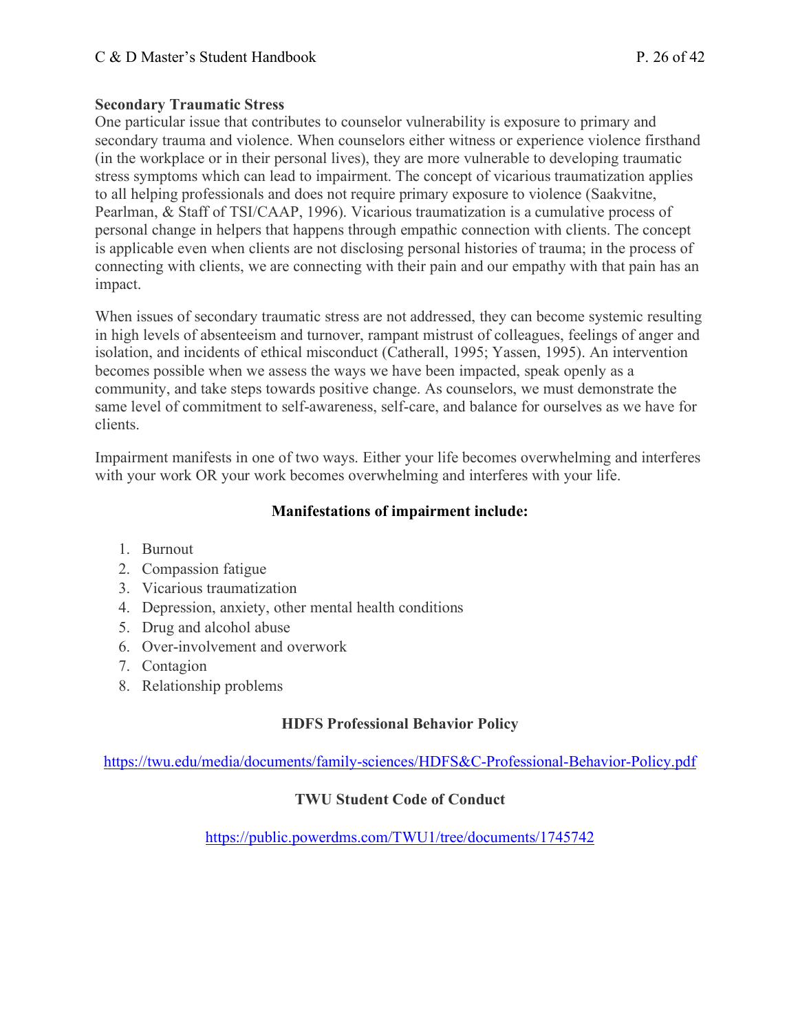**Secondary Traumatic Stress**

One particular issue that contributes to counselor vulnerability is exposure to primary and secondary trauma and violence. When counselors either witness or experience violence firsthand (in the workplace or in their personal lives), they are more vulnerable to developing traumatic stress symptoms which can lead to impairment. The concept of vicarious traumatization applies to all helping professionals and does not require primary exposure to violence (Saakvitne, Pearlman, & Staff of TSI/CAAP, 1996). Vicarious traumatization is a cumulative process of personal change in helpers that happens through empathic connection with clients. The concept is applicable even when clients are not disclosing personal histories of trauma; in the process of connecting with clients, we are connecting with their pain and our empathy with that pain has an impact.

When issues of secondary traumatic stress are not addressed, they can become systemic resulting in high levels of absenteeism and turnover, rampant mistrust of colleagues, feelings of anger and isolation, and incidents of ethical misconduct (Catherall, 1995; Yassen, 1995). An intervention becomes possible when we assess the ways we have been impacted, speak openly as a community, and take steps towards positive change. As counselors, we must demonstrate the same level of commitment to self-awareness, self-care, and balance for ourselves as we have for clients.

Impairment manifests in one of two ways. Either your life becomes overwhelming and interferes with your work OR your work becomes overwhelming and interferes with your life.

**Manifestations of impairment include:**

1. Burnout
2. Compassion fatigue
3. Vicarious traumatization
4. Depression, anxiety, other mental health conditions
5. Drug and alcohol abuse
6. Over-involvement and overwork
7. Contagion
8. Relationship problems

**HDFS Professional Behavior Policy**

https://twu.edu/media/documents/family-sciences/HDFS&C-Professional-Behavior-Policy.pdf

**TWU Student Code of Conduct**

https://public.powerdms.com/TWU1/tree/documents/1745742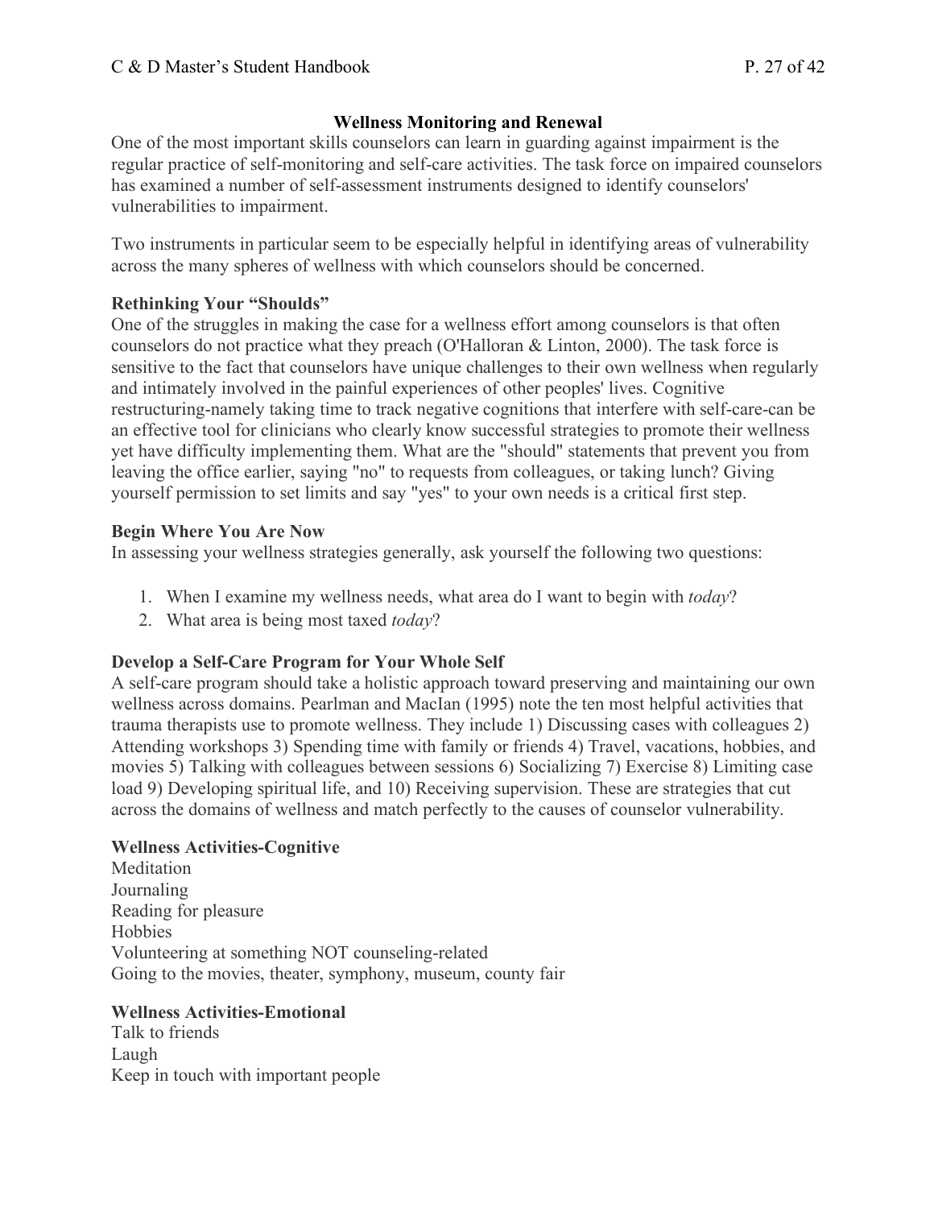## Wellness Monitoring and Renewal

One of the most important skills counselors can learn in guarding against impairment is the regular practice of self-monitoring and self-care activities. The task force on impaired counselors has examined a number of self-assessment instruments designed to identify counselors' vulnerabilities to impairment.

Two instruments in particular seem to be especially helpful in identifying areas of vulnerability across the many spheres of wellness with which counselors should be concerned.

### Rethinking Your "Shoulds"

One of the struggles in making the case for a wellness effort among counselors is that often counselors do not practice what they preach (O'Halloran & Linton, 2000). The task force is sensitive to the fact that counselors have unique challenges to their own wellness when regularly and intimately involved in the painful experiences of other peoples' lives. Cognitive restructuring-namely taking time to track negative cognitions that interfere with self-care-can be an effective tool for clinicians who clearly know successful strategies to promote their wellness yet have difficulty implementing them. What are the "should" statements that prevent you from leaving the office earlier, saying "no" to requests from colleagues, or taking lunch? Giving yourself permission to set limits and say "yes" to your own needs is a critical first step.

### Begin Where You Are Now

In assessing your wellness strategies generally, ask yourself the following two questions:

1. When I examine my wellness needs, what area do I want to begin with *today*?
2. What area is being most taxed *today*?

### Develop a Self-Care Program for Your Whole Self

A self-care program should take a holistic approach toward preserving and maintaining our own wellness across domains. Pearlman and MacIan (1995) note the ten most helpful activities that trauma therapists use to promote wellness. They include 1) Discussing cases with colleagues 2) Attending workshops 3) Spending time with family or friends 4) Travel, vacations, hobbies, and movies 5) Talking with colleagues between sessions 6) Socializing 7) Exercise 8) Limiting case load 9) Developing spiritual life, and 10) Receiving supervision. These are strategies that cut across the domains of wellness and match perfectly to the causes of counselor vulnerability.

### Wellness Activities-Cognitive

Meditation  
Journaling  
Reading for pleasure  
Hobbies  
Volunteering at something NOT counseling-related  
Going to the movies, theater, symphony, museum, county fair

### Wellness Activities-Emotional

Talk to friends  
Laugh  
Keep in touch with important people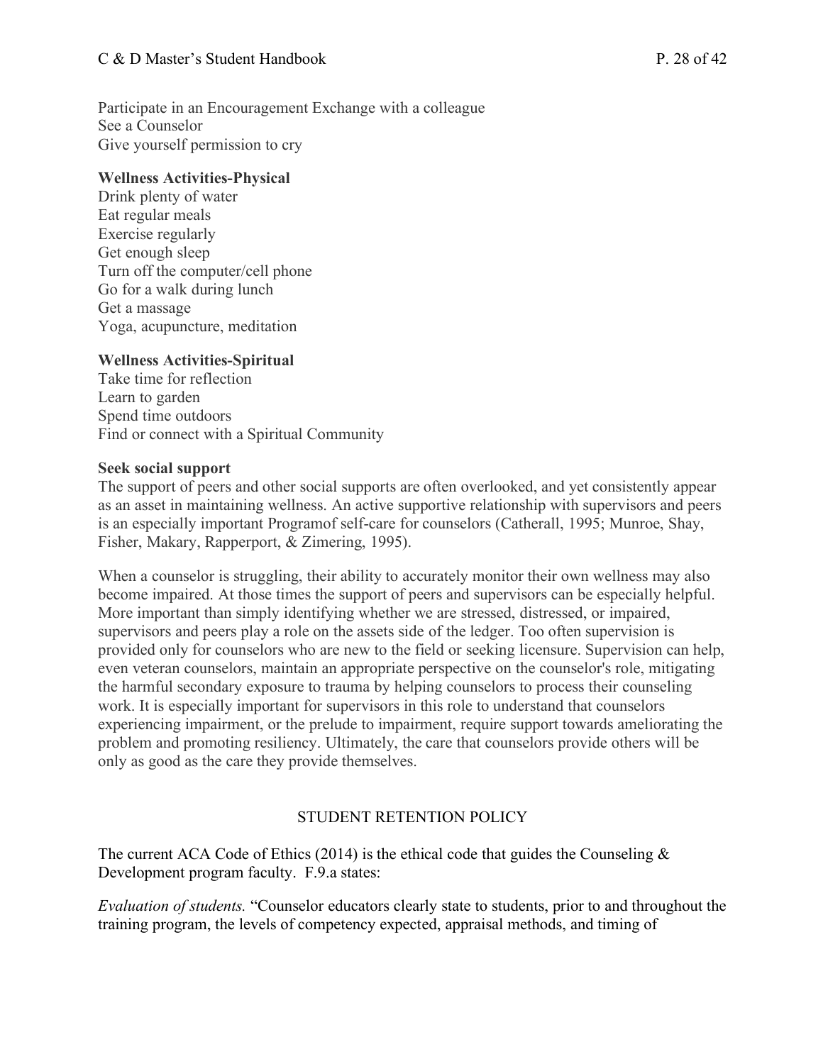Participate in an Encouragement Exchange with a colleague
See a Counselor
Give yourself permission to cry

**Wellness Activities-Physical**
Drink plenty of water
Eat regular meals
Exercise regularly
Get enough sleep
Turn off the computer/cell phone
Go for a walk during lunch
Get a massage
Yoga, acupuncture, meditation

**Wellness Activities-Spiritual**
Take time for reflection
Learn to garden
Spend time outdoors
Find or connect with a Spiritual Community

**Seek social support**
The support of peers and other social supports are often overlooked, and yet consistently appear as an asset in maintaining wellness. An active supportive relationship with supervisors and peers is an especially important Programof self-care for counselors (Catherall, 1995; Munroe, Shay, Fisher, Makary, Rapperport, & Zimering, 1995).

When a counselor is struggling, their ability to accurately monitor their own wellness may also become impaired. At those times the support of peers and supervisors can be especially helpful. More important than simply identifying whether we are stressed, distressed, or impaired, supervisors and peers play a role on the assets side of the ledger. Too often supervision is provided only for counselors who are new to the field or seeking licensure. Supervision can help, even veteran counselors, maintain an appropriate perspective on the counselor's role, mitigating the harmful secondary exposure to trauma by helping counselors to process their counseling work. It is especially important for supervisors in this role to understand that counselors experiencing impairment, or the prelude to impairment, require support towards ameliorating the problem and promoting resiliency. Ultimately, the care that counselors provide others will be only as good as the care they provide themselves.

## STUDENT RETENTION POLICY

The current ACA Code of Ethics (2014) is the ethical code that guides the Counseling & Development program faculty. F.9.a states:

*Evaluation of students.* "Counselor educators clearly state to students, prior to and throughout the training program, the levels of competency expected, appraisal methods, and timing of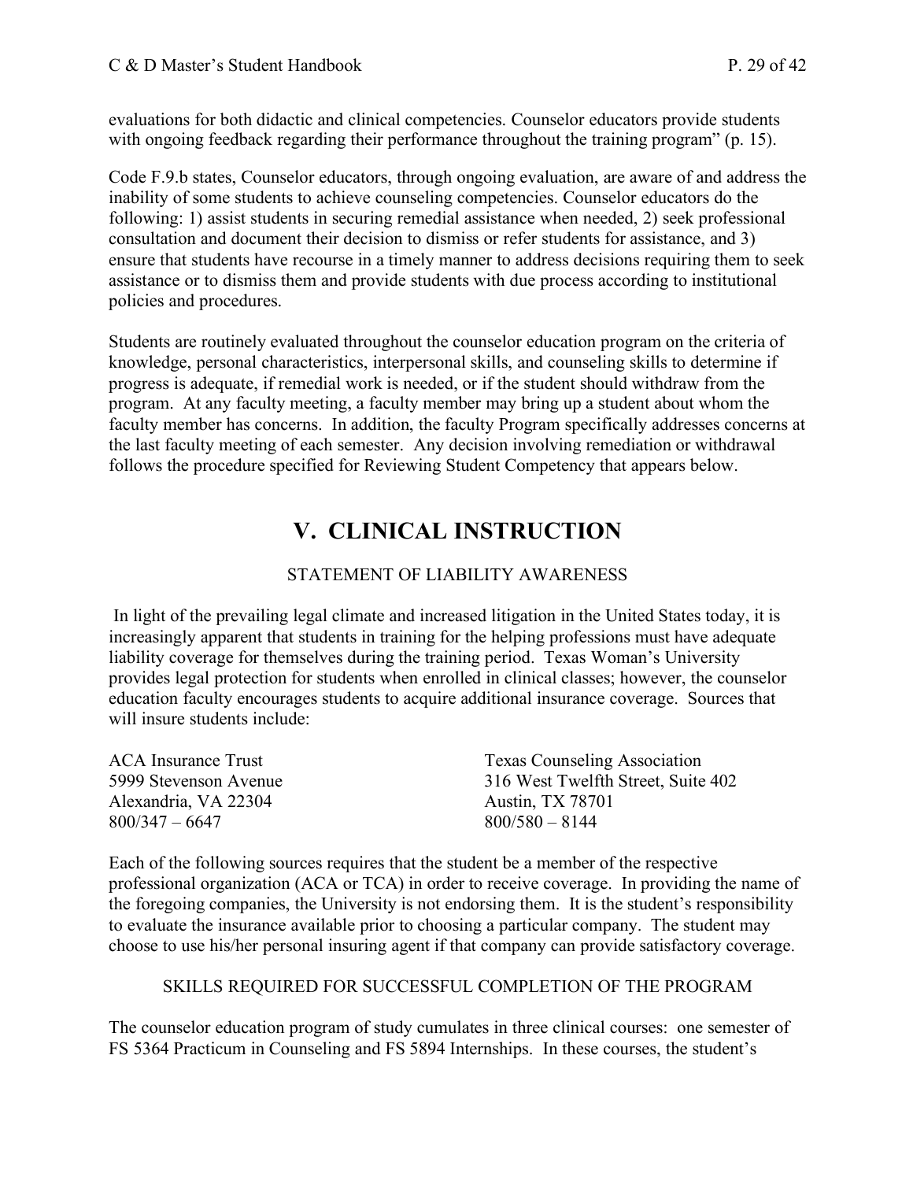evaluations for both didactic and clinical competencies. Counselor educators provide students with ongoing feedback regarding their performance throughout the training program" (p. 15).

Code F.9.b states, Counselor educators, through ongoing evaluation, are aware of and address the inability of some students to achieve counseling competencies. Counselor educators do the following: 1) assist students in securing remedial assistance when needed, 2) seek professional consultation and document their decision to dismiss or refer students for assistance, and 3) ensure that students have recourse in a timely manner to address decisions requiring them to seek assistance or to dismiss them and provide students with due process according to institutional policies and procedures.

Students are routinely evaluated throughout the counselor education program on the criteria of knowledge, personal characteristics, interpersonal skills, and counseling skills to determine if progress is adequate, if remedial work is needed, or if the student should withdraw from the program. At any faculty meeting, a faculty member may bring up a student about whom the faculty member has concerns. In addition, the faculty Program specifically addresses concerns at the last faculty meeting of each semester. Any decision involving remediation or withdrawal follows the procedure specified for Reviewing Student Competency that appears below.

# V. CLINICAL INSTRUCTION

## STATEMENT OF LIABILITY AWARENESS

In light of the prevailing legal climate and increased litigation in the United States today, it is increasingly apparent that students in training for the helping professions must have adequate liability coverage for themselves during the training period. Texas Woman's University provides legal protection for students when enrolled in clinical classes; however, the counselor education faculty encourages students to acquire additional insurance coverage. Sources that will insure students include:

ACA Insurance Trust
5999 Stevenson Avenue
Alexandria, VA 22304
800/347 – 6647

Texas Counseling Association
316 West Twelfth Street, Suite 402
Austin, TX 78701
800/580 – 8144

Each of the following sources requires that the student be a member of the respective professional organization (ACA or TCA) in order to receive coverage. In providing the name of the foregoing companies, the University is not endorsing them. It is the student's responsibility to evaluate the insurance available prior to choosing a particular company. The student may choose to use his/her personal insuring agent if that company can provide satisfactory coverage.

## SKILLS REQUIRED FOR SUCCESSFUL COMPLETION OF THE PROGRAM

The counselor education program of study cumulates in three clinical courses: one semester of FS 5364 Practicum in Counseling and FS 5894 Internships. In these courses, the student's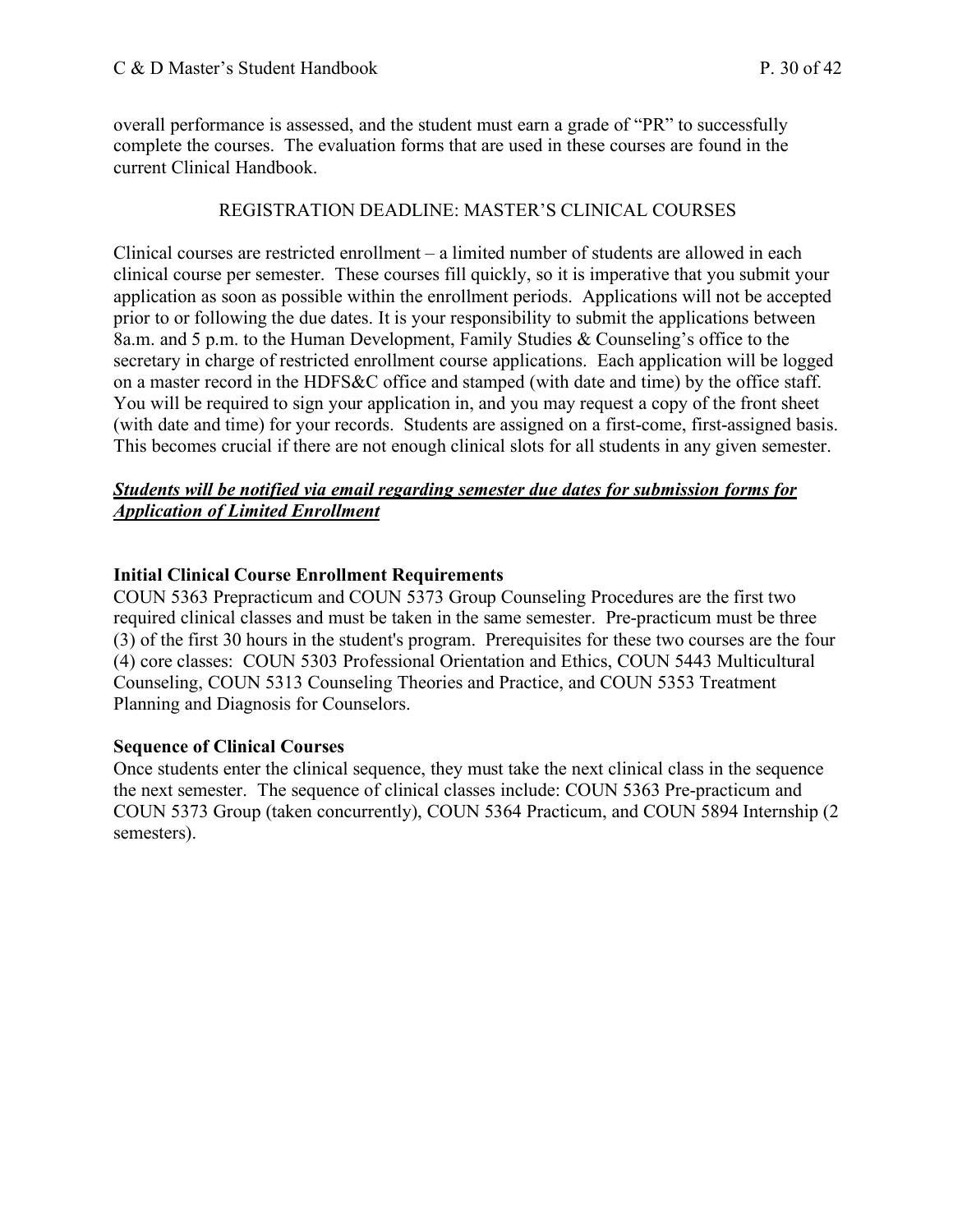overall performance is assessed, and the student must earn a grade of "PR" to successfully complete the courses. The evaluation forms that are used in these courses are found in the current Clinical Handbook.

## REGISTRATION DEADLINE: MASTER'S CLINICAL COURSES

Clinical courses are restricted enrollment – a limited number of students are allowed in each clinical course per semester. These courses fill quickly, so it is imperative that you submit your application as soon as possible within the enrollment periods. Applications will not be accepted prior to or following the due dates. It is your responsibility to submit the applications between 8a.m. and 5 p.m. to the Human Development, Family Studies & Counseling's office to the secretary in charge of restricted enrollment course applications. Each application will be logged on a master record in the HDFS&C office and stamped (with date and time) by the office staff. You will be required to sign your application in, and you may request a copy of the front sheet (with date and time) for your records. Students are assigned on a first-come, first-assigned basis. This becomes crucial if there are not enough clinical slots for all students in any given semester.

***<u>Students will be notified via email regarding semester due dates for submission forms for Application of Limited Enrollment</u>***

### Initial Clinical Course Enrollment Requirements

COUN 5363 Prepracticum and COUN 5373 Group Counseling Procedures are the first two required clinical classes and must be taken in the same semester. Pre-practicum must be three (3) of the first 30 hours in the student's program. Prerequisites for these two courses are the four (4) core classes: COUN 5303 Professional Orientation and Ethics, COUN 5443 Multicultural Counseling, COUN 5313 Counseling Theories and Practice, and COUN 5353 Treatment Planning and Diagnosis for Counselors.

### Sequence of Clinical Courses

Once students enter the clinical sequence, they must take the next clinical class in the sequence the next semester. The sequence of clinical classes include: COUN 5363 Pre-practicum and COUN 5373 Group (taken concurrently), COUN 5364 Practicum, and COUN 5894 Internship (2 semesters).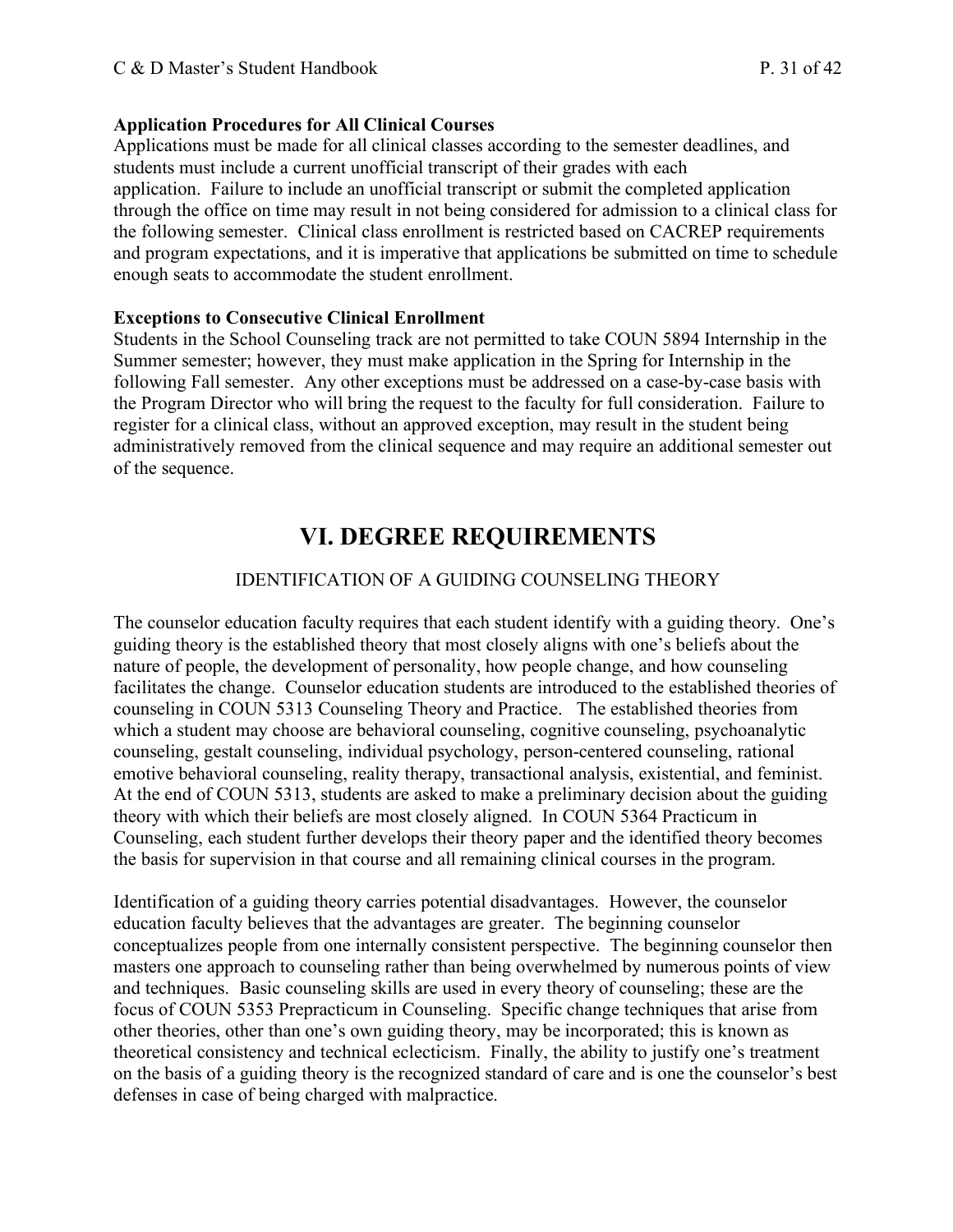**Application Procedures for All Clinical Courses**

Applications must be made for all clinical classes according to the semester deadlines, and students must include a current unofficial transcript of their grades with each application. Failure to include an unofficial transcript or submit the completed application through the office on time may result in not being considered for admission to a clinical class for the following semester. Clinical class enrollment is restricted based on CACREP requirements and program expectations, and it is imperative that applications be submitted on time to schedule enough seats to accommodate the student enrollment.

**Exceptions to Consecutive Clinical Enrollment**

Students in the School Counseling track are not permitted to take COUN 5894 Internship in the Summer semester; however, they must make application in the Spring for Internship in the following Fall semester. Any other exceptions must be addressed on a case-by-case basis with the Program Director who will bring the request to the faculty for full consideration. Failure to register for a clinical class, without an approved exception, may result in the student being administratively removed from the clinical sequence and may require an additional semester out of the sequence.

# VI. DEGREE REQUIREMENTS

## IDENTIFICATION OF A GUIDING COUNSELING THEORY

The counselor education faculty requires that each student identify with a guiding theory. One's guiding theory is the established theory that most closely aligns with one's beliefs about the nature of people, the development of personality, how people change, and how counseling facilitates the change. Counselor education students are introduced to the established theories of counseling in COUN 5313 Counseling Theory and Practice. The established theories from which a student may choose are behavioral counseling, cognitive counseling, psychoanalytic counseling, gestalt counseling, individual psychology, person-centered counseling, rational emotive behavioral counseling, reality therapy, transactional analysis, existential, and feminist. At the end of COUN 5313, students are asked to make a preliminary decision about the guiding theory with which their beliefs are most closely aligned. In COUN 5364 Practicum in Counseling, each student further develops their theory paper and the identified theory becomes the basis for supervision in that course and all remaining clinical courses in the program.

Identification of a guiding theory carries potential disadvantages. However, the counselor education faculty believes that the advantages are greater. The beginning counselor conceptualizes people from one internally consistent perspective. The beginning counselor then masters one approach to counseling rather than being overwhelmed by numerous points of view and techniques. Basic counseling skills are used in every theory of counseling; these are the focus of COUN 5353 Prepracticum in Counseling. Specific change techniques that arise from other theories, other than one's own guiding theory, may be incorporated; this is known as theoretical consistency and technical eclecticism. Finally, the ability to justify one's treatment on the basis of a guiding theory is the recognized standard of care and is one the counselor's best defenses in case of being charged with malpractice.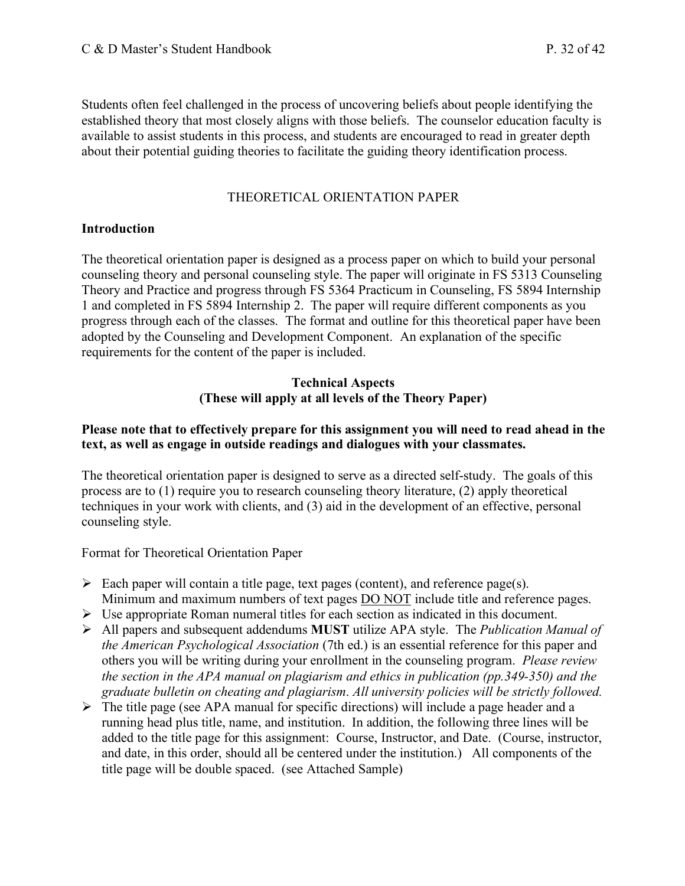Students often feel challenged in the process of uncovering beliefs about people identifying the established theory that most closely aligns with those beliefs. The counselor education faculty is available to assist students in this process, and students are encouraged to read in greater depth about their potential guiding theories to facilitate the guiding theory identification process.

## THEORETICAL ORIENTATION PAPER

### Introduction

The theoretical orientation paper is designed as a process paper on which to build your personal counseling theory and personal counseling style. The paper will originate in FS 5313 Counseling Theory and Practice and progress through FS 5364 Practicum in Counseling, FS 5894 Internship 1 and completed in FS 5894 Internship 2. The paper will require different components as you progress through each of the classes. The format and outline for this theoretical paper have been adopted by the Counseling and Development Component. An explanation of the specific requirements for the content of the paper is included.

### Technical Aspects
### (These will apply at all levels of the Theory Paper)

**Please note that to effectively prepare for this assignment you will need to read ahead in the text, as well as engage in outside readings and dialogues with your classmates.**

The theoretical orientation paper is designed to serve as a directed self-study. The goals of this process are to (1) require you to research counseling theory literature, (2) apply theoretical techniques in your work with clients, and (3) aid in the development of an effective, personal counseling style.

Format for Theoretical Orientation Paper

- Each paper will contain a title page, text pages (content), and reference page(s). Minimum and maximum numbers of text pages <u>DO NOT</u> include title and reference pages.
- Use appropriate Roman numeral titles for each section as indicated in this document.
- All papers and subsequent addendums **MUST** utilize APA style. The *Publication Manual of the American Psychological Association* (7th ed.) is an essential reference for this paper and others you will be writing during your enrollment in the counseling program. *Please review the section in the APA manual on plagiarism and ethics in publication (pp.349-350) and the graduate bulletin on cheating and plagiarism. All university policies will be strictly followed.*
- The title page (see APA manual for specific directions) will include a page header and a running head plus title, name, and institution. In addition, the following three lines will be added to the title page for this assignment: Course, Instructor, and Date. (Course, instructor, and date, in this order, should all be centered under the institution.) All components of the title page will be double spaced. (see Attached Sample)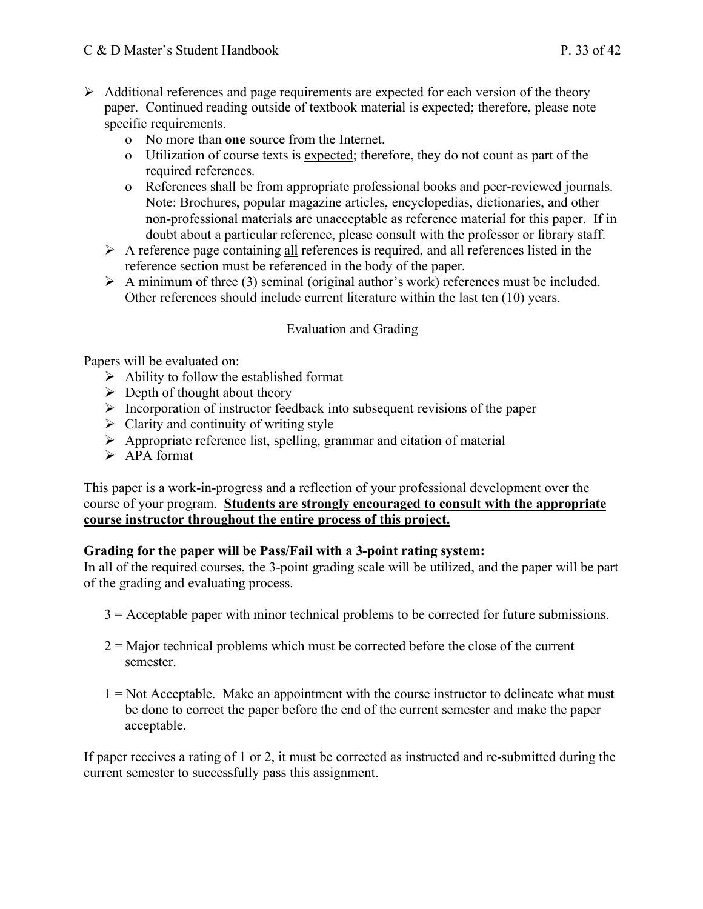- Additional references and page requirements are expected for each version of the theory paper. Continued reading outside of textbook material is expected; therefore, please note specific requirements.
  - No more than **one** source from the Internet.
  - Utilization of course texts is <u>expected</u>; therefore, they do not count as part of the required references.
  - References shall be from appropriate professional books and peer-reviewed journals. Note: Brochures, popular magazine articles, encyclopedias, dictionaries, and other non-professional materials are unacceptable as reference material for this paper. If in doubt about a particular reference, please consult with the professor or library staff.
  - A reference page containing <u>all</u> references is required, and all references listed in the reference section must be referenced in the body of the paper.
  - A minimum of three (3) seminal (<u>original author's work</u>) references must be included. Other references should include current literature within the last ten (10) years.

## Evaluation and Grading

Papers will be evaluated on:

- Ability to follow the established format
- Depth of thought about theory
- Incorporation of instructor feedback into subsequent revisions of the paper
- Clarity and continuity of writing style
- Appropriate reference list, spelling, grammar and citation of material
- APA format

This paper is a work-in-progress and a reflection of your professional development over the course of your program. **<u>Students are strongly encouraged to consult with the appropriate course instructor throughout the entire process of this project.</u>**

**Grading for the paper will be Pass/Fail with a 3-point rating system:**
In <u>all</u> of the required courses, the 3-point grading scale will be utilized, and the paper will be part of the grading and evaluating process.

3 = Acceptable paper with minor technical problems to be corrected for future submissions.

2 = Major technical problems which must be corrected before the close of the current semester.

1 = Not Acceptable. Make an appointment with the course instructor to delineate what must be done to correct the paper before the end of the current semester and make the paper acceptable.

If paper receives a rating of 1 or 2, it must be corrected as instructed and re-submitted during the current semester to successfully pass this assignment.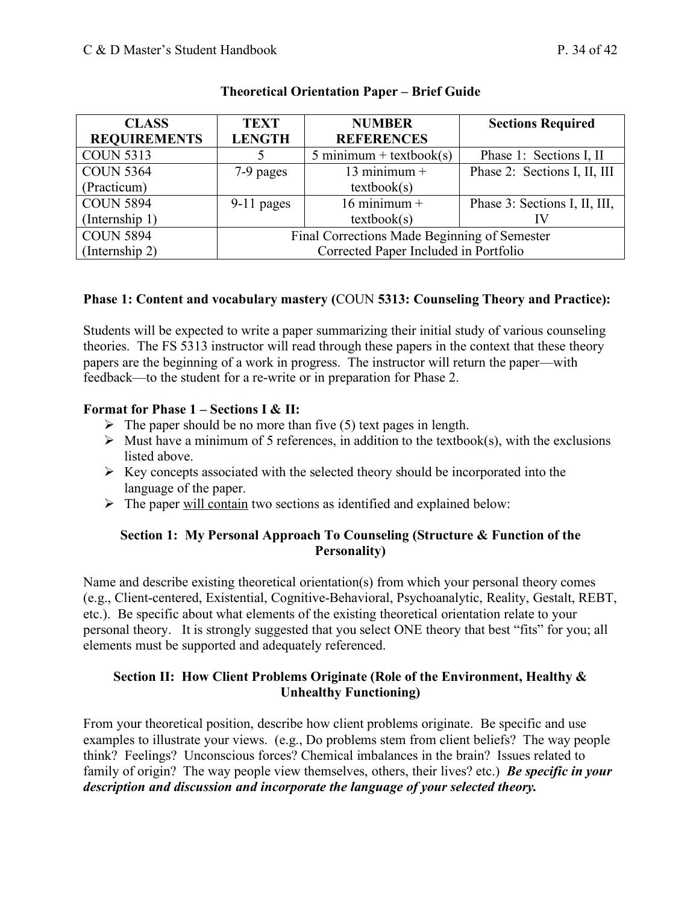## Theoretical Orientation Paper – Brief Guide

| CLASS REQUIREMENTS | TEXT LENGTH | NUMBER REFERENCES | Sections Required |
|---|---|---|---|
| COUN 5313 | 5 | 5 minimum + textbook(s) | Phase 1: Sections I, II |
| COUN 5364 (Practicum) | 7-9 pages | 13 minimum + textbook(s) | Phase 2: Sections I, II, III |
| COUN 5894 (Internship 1) | 9-11 pages | 16 minimum + textbook(s) | Phase 3: Sections I, II, III, IV |
| COUN 5894 (Internship 2) | Final Corrections Made Beginning of Semester Corrected Paper Included in Portfolio | | |

**Phase 1: Content and vocabulary mastery (**COUN **5313: Counseling Theory and Practice):**

Students will be expected to write a paper summarizing their initial study of various counseling theories. The FS 5313 instructor will read through these papers in the context that these theory papers are the beginning of a work in progress. The instructor will return the paper—with feedback—to the student for a re-write or in preparation for Phase 2.

**Format for Phase 1 – Sections I & II:**

- The paper should be no more than five (5) text pages in length.
- Must have a minimum of 5 references, in addition to the textbook(s), with the exclusions listed above.
- Key concepts associated with the selected theory should be incorporated into the language of the paper.
- The paper <u>will contain</u> two sections as identified and explained below:

### Section 1: My Personal Approach To Counseling (Structure & Function of the Personality)

Name and describe existing theoretical orientation(s) from which your personal theory comes (e.g., Client-centered, Existential, Cognitive-Behavioral, Psychoanalytic, Reality, Gestalt, REBT, etc.). Be specific about what elements of the existing theoretical orientation relate to your personal theory. It is strongly suggested that you select ONE theory that best "fits" for you; all elements must be supported and adequately referenced.

### Section II: How Client Problems Originate (Role of the Environment, Healthy & Unhealthy Functioning)

From your theoretical position, describe how client problems originate. Be specific and use examples to illustrate your views. (e.g., Do problems stem from client beliefs? The way people think? Feelings? Unconscious forces? Chemical imbalances in the brain? Issues related to family of origin? The way people view themselves, others, their lives? etc.) ***Be specific in your description and discussion and incorporate the language of your selected theory.***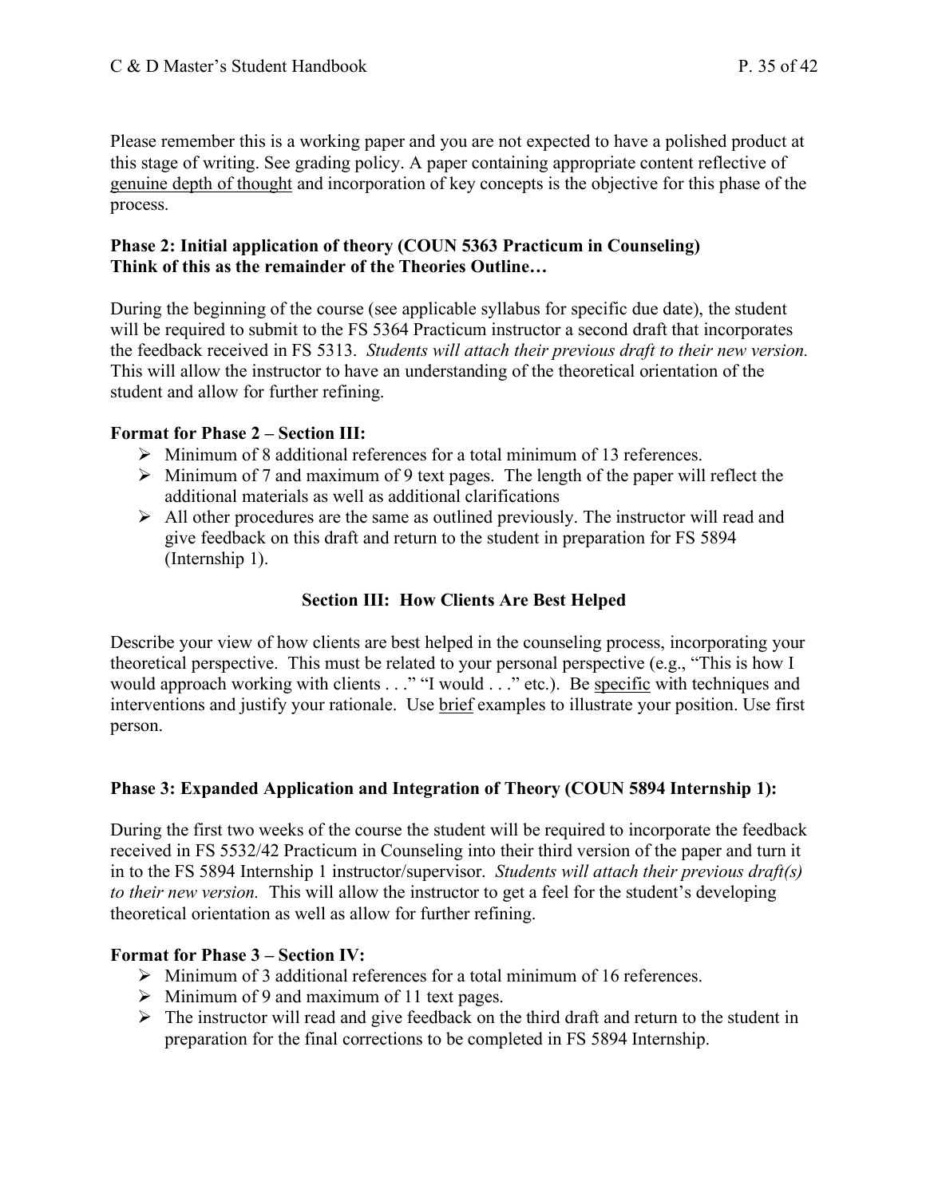Please remember this is a working paper and you are not expected to have a polished product at this stage of writing. See grading policy. A paper containing appropriate content reflective of genuine depth of thought and incorporation of key concepts is the objective for this phase of the process.

**Phase 2: Initial application of theory (COUN 5363 Practicum in Counseling)**
**Think of this as the remainder of the Theories Outline…**

During the beginning of the course (see applicable syllabus for specific due date), the student will be required to submit to the FS 5364 Practicum instructor a second draft that incorporates the feedback received in FS 5313. *Students will attach their previous draft to their new version.* This will allow the instructor to have an understanding of the theoretical orientation of the student and allow for further refining.

**Format for Phase 2 – Section III:**

- Minimum of 8 additional references for a total minimum of 13 references.
- Minimum of 7 and maximum of 9 text pages. The length of the paper will reflect the additional materials as well as additional clarifications
- All other procedures are the same as outlined previously. The instructor will read and give feedback on this draft and return to the student in preparation for FS 5894 (Internship 1).

### Section III: How Clients Are Best Helped

Describe your view of how clients are best helped in the counseling process, incorporating your theoretical perspective. This must be related to your personal perspective (e.g., "This is how I would approach working with clients . . ." "I would . . ." etc.). Be specific with techniques and interventions and justify your rationale. Use brief examples to illustrate your position. Use first person.

**Phase 3: Expanded Application and Integration of Theory (COUN 5894 Internship 1):**

During the first two weeks of the course the student will be required to incorporate the feedback received in FS 5532/42 Practicum in Counseling into their third version of the paper and turn it in to the FS 5894 Internship 1 instructor/supervisor. *Students will attach their previous draft(s) to their new version.* This will allow the instructor to get a feel for the student's developing theoretical orientation as well as allow for further refining.

**Format for Phase 3 – Section IV:**

- Minimum of 3 additional references for a total minimum of 16 references.
- Minimum of 9 and maximum of 11 text pages.
- The instructor will read and give feedback on the third draft and return to the student in preparation for the final corrections to be completed in FS 5894 Internship.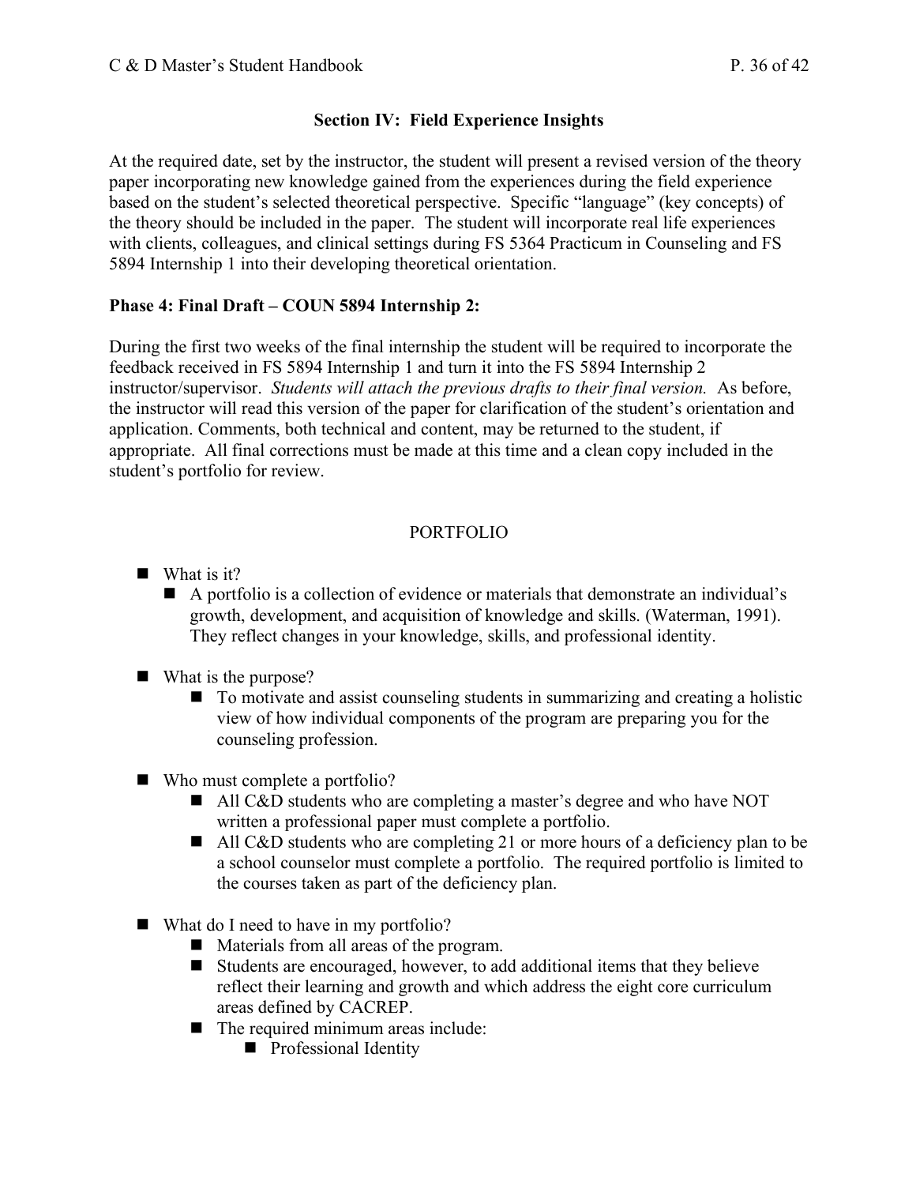### Section IV: Field Experience Insights

At the required date, set by the instructor, the student will present a revised version of the theory paper incorporating new knowledge gained from the experiences during the field experience based on the student's selected theoretical perspective. Specific "language" (key concepts) of the theory should be included in the paper. The student will incorporate real life experiences with clients, colleagues, and clinical settings during FS 5364 Practicum in Counseling and FS 5894 Internship 1 into their developing theoretical orientation.

**Phase 4: Final Draft – COUN 5894 Internship 2:**

During the first two weeks of the final internship the student will be required to incorporate the feedback received in FS 5894 Internship 1 and turn it into the FS 5894 Internship 2 instructor/supervisor. *Students will attach the previous drafts to their final version.* As before, the instructor will read this version of the paper for clarification of the student's orientation and application. Comments, both technical and content, may be returned to the student, if appropriate. All final corrections must be made at this time and a clean copy included in the student's portfolio for review.

## PORTFOLIO

- What is it?
  - A portfolio is a collection of evidence or materials that demonstrate an individual's growth, development, and acquisition of knowledge and skills. (Waterman, 1991). They reflect changes in your knowledge, skills, and professional identity.
- What is the purpose?
  - To motivate and assist counseling students in summarizing and creating a holistic view of how individual components of the program are preparing you for the counseling profession.
- Who must complete a portfolio?
  - All C&D students who are completing a master's degree and who have NOT written a professional paper must complete a portfolio.
  - All C&D students who are completing 21 or more hours of a deficiency plan to be a school counselor must complete a portfolio. The required portfolio is limited to the courses taken as part of the deficiency plan.
- What do I need to have in my portfolio?
  - Materials from all areas of the program.
  - Students are encouraged, however, to add additional items that they believe reflect their learning and growth and which address the eight core curriculum areas defined by CACREP.
  - The required minimum areas include:
    - Professional Identity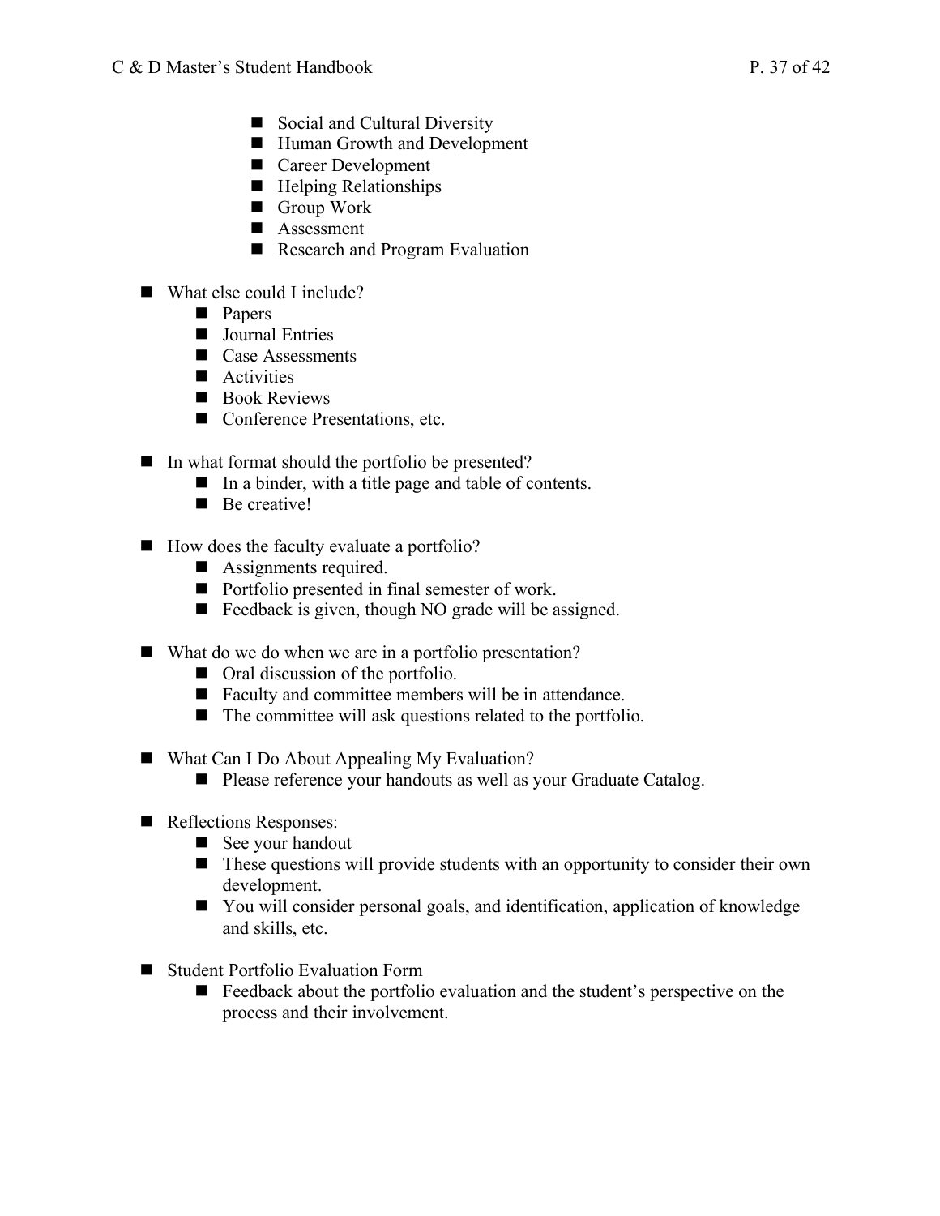- Social and Cultural Diversity
  - Human Growth and Development
  - Career Development
  - Helping Relationships
  - Group Work
  - Assessment
  - Research and Program Evaluation

- What else could I include?
  - Papers
  - Journal Entries
  - Case Assessments
  - Activities
  - Book Reviews
  - Conference Presentations, etc.

- In what format should the portfolio be presented?
  - In a binder, with a title page and table of contents.
  - Be creative!

- How does the faculty evaluate a portfolio?
  - Assignments required.
  - Portfolio presented in final semester of work.
  - Feedback is given, though NO grade will be assigned.

- What do we do when we are in a portfolio presentation?
  - Oral discussion of the portfolio.
  - Faculty and committee members will be in attendance.
  - The committee will ask questions related to the portfolio.

- What Can I Do About Appealing My Evaluation?
  - Please reference your handouts as well as your Graduate Catalog.

- Reflections Responses:
  - See your handout
  - These questions will provide students with an opportunity to consider their own development.
  - You will consider personal goals, and identification, application of knowledge and skills, etc.

- Student Portfolio Evaluation Form
  - Feedback about the portfolio evaluation and the student's perspective on the process and their involvement.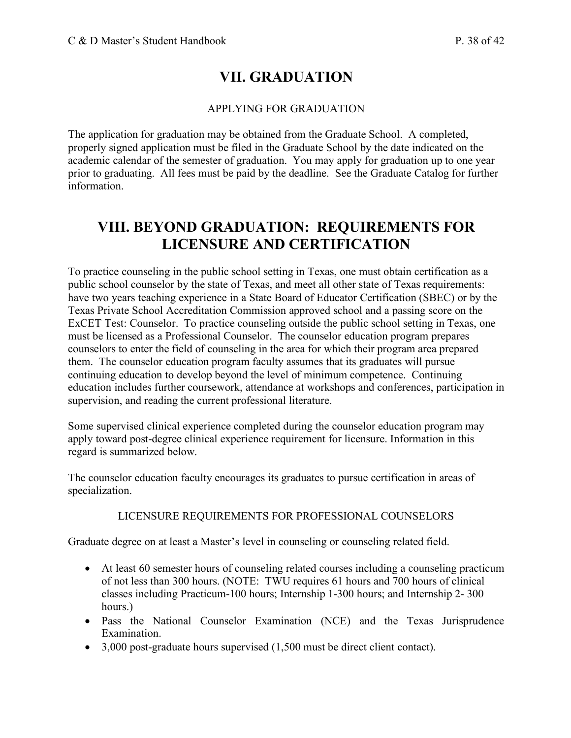# VII. GRADUATION

APPLYING FOR GRADUATION

The application for graduation may be obtained from the Graduate School. A completed, properly signed application must be filed in the Graduate School by the date indicated on the academic calendar of the semester of graduation. You may apply for graduation up to one year prior to graduating. All fees must be paid by the deadline. See the Graduate Catalog for further information.

# VIII. BEYOND GRADUATION: REQUIREMENTS FOR LICENSURE AND CERTIFICATION

To practice counseling in the public school setting in Texas, one must obtain certification as a public school counselor by the state of Texas, and meet all other state of Texas requirements: have two years teaching experience in a State Board of Educator Certification (SBEC) or by the Texas Private School Accreditation Commission approved school and a passing score on the ExCET Test: Counselor. To practice counseling outside the public school setting in Texas, one must be licensed as a Professional Counselor. The counselor education program prepares counselors to enter the field of counseling in the area for which their program area prepared them. The counselor education program faculty assumes that its graduates will pursue continuing education to develop beyond the level of minimum competence. Continuing education includes further coursework, attendance at workshops and conferences, participation in supervision, and reading the current professional literature.

Some supervised clinical experience completed during the counselor education program may apply toward post-degree clinical experience requirement for licensure. Information in this regard is summarized below.

The counselor education faculty encourages its graduates to pursue certification in areas of specialization.

LICENSURE REQUIREMENTS FOR PROFESSIONAL COUNSELORS

Graduate degree on at least a Master's level in counseling or counseling related field.

- At least 60 semester hours of counseling related courses including a counseling practicum of not less than 300 hours. (NOTE: TWU requires 61 hours and 700 hours of clinical classes including Practicum-100 hours; Internship 1-300 hours; and Internship 2- 300 hours.)
- Pass the National Counselor Examination (NCE) and the Texas Jurisprudence Examination.
- 3,000 post-graduate hours supervised (1,500 must be direct client contact).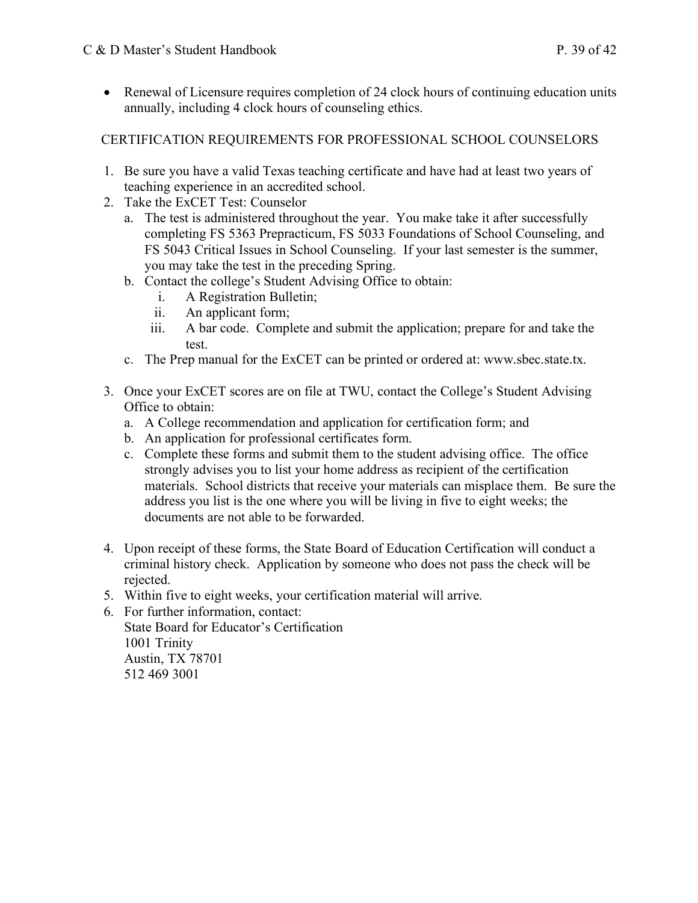- Renewal of Licensure requires completion of 24 clock hours of continuing education units annually, including 4 clock hours of counseling ethics.

## CERTIFICATION REQUIREMENTS FOR PROFESSIONAL SCHOOL COUNSELORS

1. Be sure you have a valid Texas teaching certificate and have had at least two years of teaching experience in an accredited school.
2. Take the ExCET Test: Counselor
   a. The test is administered throughout the year. You make take it after successfully completing FS 5363 Prepracticum, FS 5033 Foundations of School Counseling, and FS 5043 Critical Issues in School Counseling. If your last semester is the summer, you may take the test in the preceding Spring.
   b. Contact the college's Student Advising Office to obtain:
      i. A Registration Bulletin;
      ii. An applicant form;
      iii. A bar code. Complete and submit the application; prepare for and take the test.
   c. The Prep manual for the ExCET can be printed or ordered at: www.sbec.state.tx.

3. Once your ExCET scores are on file at TWU, contact the College's Student Advising Office to obtain:
   a. A College recommendation and application for certification form; and
   b. An application for professional certificates form.
   c. Complete these forms and submit them to the student advising office. The office strongly advises you to list your home address as recipient of the certification materials. School districts that receive your materials can misplace them. Be sure the address you list is the one where you will be living in five to eight weeks; the documents are not able to be forwarded.

4. Upon receipt of these forms, the State Board of Education Certification will conduct a criminal history check. Application by someone who does not pass the check will be rejected.
5. Within five to eight weeks, your certification material will arrive.
6. For further information, contact:
   State Board for Educator's Certification
   1001 Trinity
   Austin, TX 78701
   512 469 3001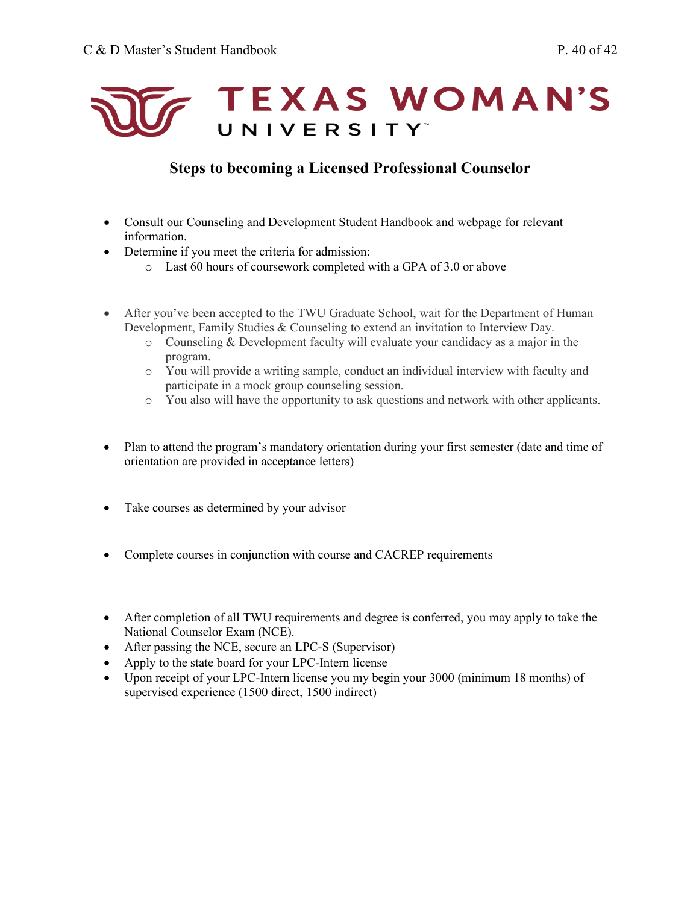# TEXAS WOMAN'S UNIVERSITY

## Steps to becoming a Licensed Professional Counselor

- Consult our Counseling and Development Student Handbook and webpage for relevant information.
- Determine if you meet the criteria for admission:
  - Last 60 hours of coursework completed with a GPA of 3.0 or above

- After you've been accepted to the TWU Graduate School, wait for the Department of Human Development, Family Studies & Counseling to extend an invitation to Interview Day.
  - Counseling & Development faculty will evaluate your candidacy as a major in the program.
  - You will provide a writing sample, conduct an individual interview with faculty and participate in a mock group counseling session.
  - You also will have the opportunity to ask questions and network with other applicants.

- Plan to attend the program's mandatory orientation during your first semester (date and time of orientation are provided in acceptance letters)

- Take courses as determined by your advisor

- Complete courses in conjunction with course and CACREP requirements

- After completion of all TWU requirements and degree is conferred, you may apply to take the National Counselor Exam (NCE).
- After passing the NCE, secure an LPC-S (Supervisor)
- Apply to the state board for your LPC-Intern license
- Upon receipt of your LPC-Intern license you my begin your 3000 (minimum 18 months) of supervised experience (1500 direct, 1500 indirect)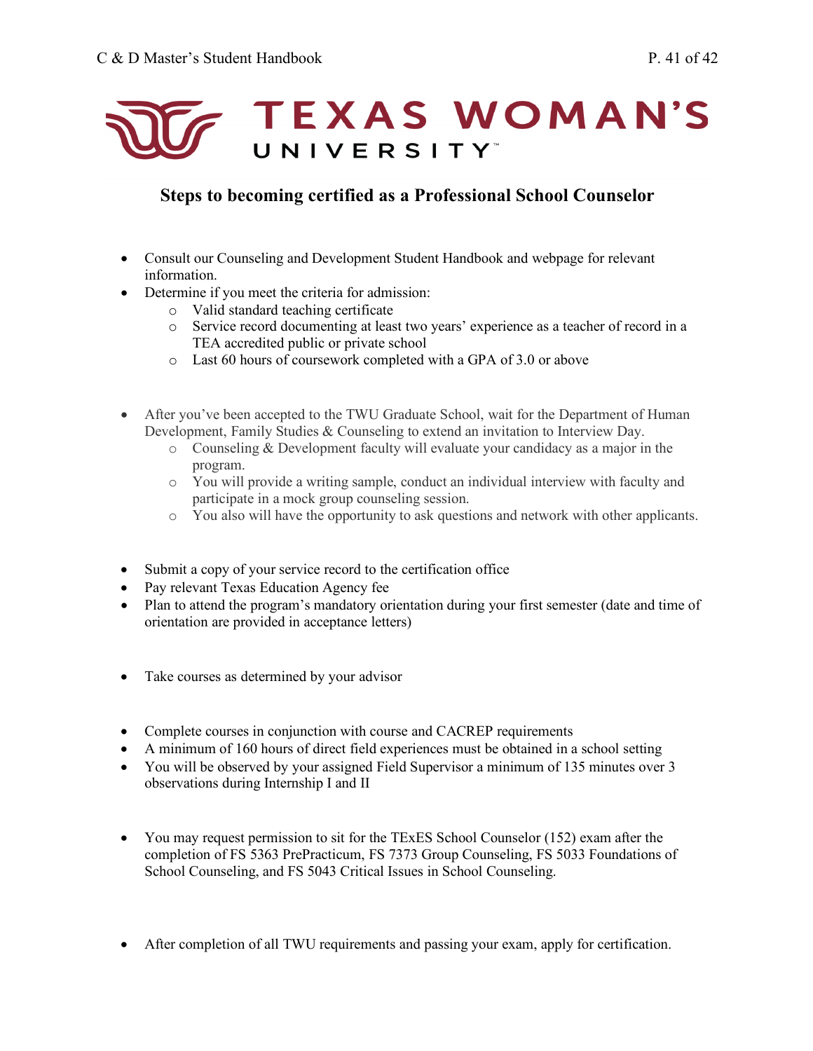TEXAS WOMAN'S UNIVERSITY

## Steps to becoming certified as a Professional School Counselor

- Consult our Counseling and Development Student Handbook and webpage for relevant information.
- Determine if you meet the criteria for admission:
  - Valid standard teaching certificate
  - Service record documenting at least two years' experience as a teacher of record in a TEA accredited public or private school
  - Last 60 hours of coursework completed with a GPA of 3.0 or above

- After you've been accepted to the TWU Graduate School, wait for the Department of Human Development, Family Studies & Counseling to extend an invitation to Interview Day.
  - Counseling & Development faculty will evaluate your candidacy as a major in the program.
  - You will provide a writing sample, conduct an individual interview with faculty and participate in a mock group counseling session.
  - You also will have the opportunity to ask questions and network with other applicants.

- Submit a copy of your service record to the certification office
- Pay relevant Texas Education Agency fee
- Plan to attend the program's mandatory orientation during your first semester (date and time of orientation are provided in acceptance letters)

- Take courses as determined by your advisor

- Complete courses in conjunction with course and CACREP requirements
- A minimum of 160 hours of direct field experiences must be obtained in a school setting
- You will be observed by your assigned Field Supervisor a minimum of 135 minutes over 3 observations during Internship I and II

- You may request permission to sit for the TExES School Counselor (152) exam after the completion of FS 5363 PrePracticum, FS 7373 Group Counseling, FS 5033 Foundations of School Counseling, and FS 5043 Critical Issues in School Counseling.

- After completion of all TWU requirements and passing your exam, apply for certification.